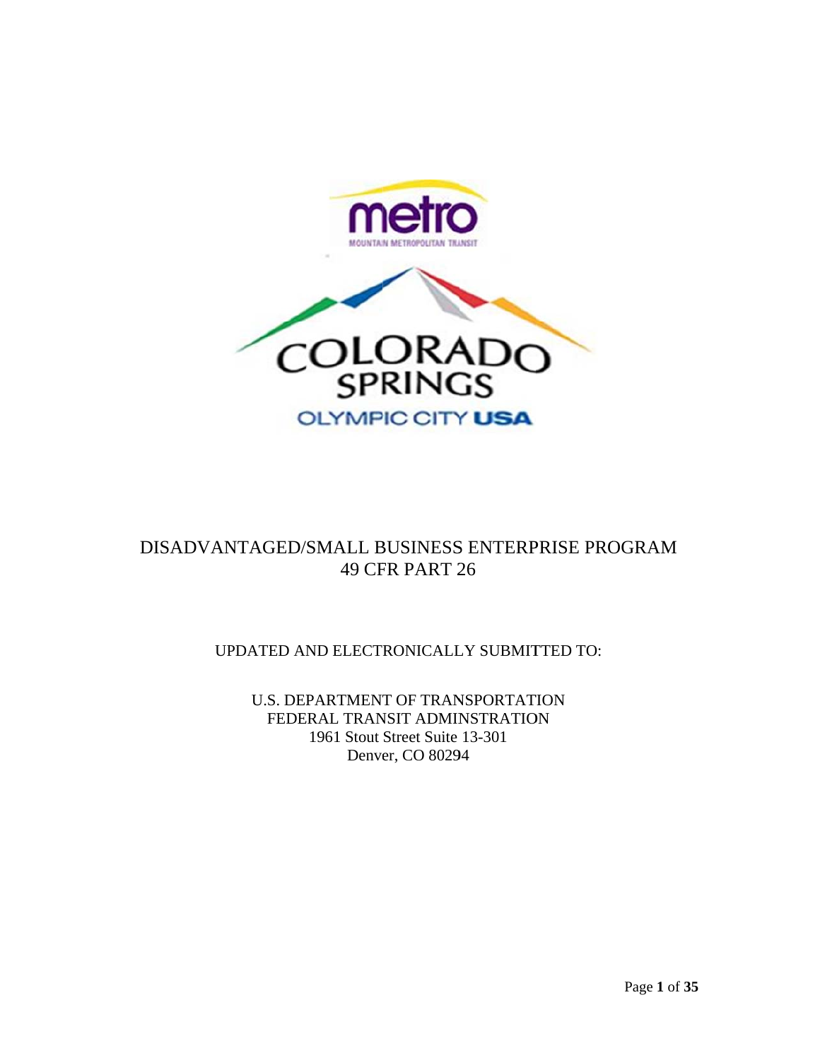# DISADVANTAGED/SMALL BUSINESS ENTERPRISE PROGRAM
## 49 CFR PART 26

UPDATED AND ELECTRONICALLY SUBMITTED TO:

U.S. DEPARTMENT OF TRANSPORTATION
FEDERAL TRANSIT ADMINSTRATION
1961 Stout Street Suite 13-301
Denver, CO 80294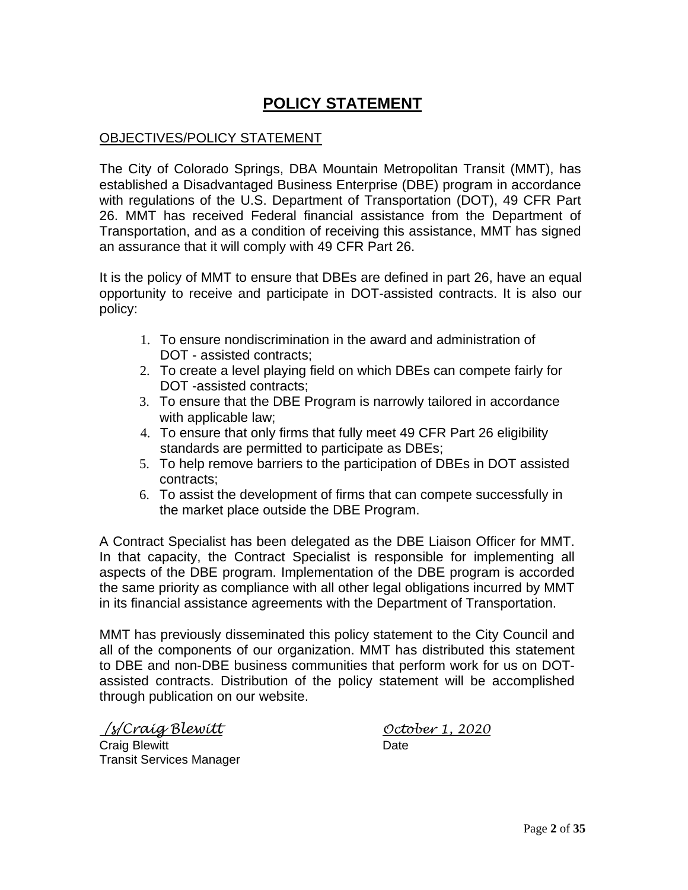# POLICY STATEMENT

OBJECTIVES/POLICY STATEMENT

The City of Colorado Springs, DBA Mountain Metropolitan Transit (MMT), has established a Disadvantaged Business Enterprise (DBE) program in accordance with regulations of the U.S. Department of Transportation (DOT), 49 CFR Part 26. MMT has received Federal financial assistance from the Department of Transportation, and as a condition of receiving this assistance, MMT has signed an assurance that it will comply with 49 CFR Part 26.

It is the policy of MMT to ensure that DBEs are defined in part 26, have an equal opportunity to receive and participate in DOT-assisted contracts. It is also our policy:

1. To ensure nondiscrimination in the award and administration of DOT - assisted contracts;
2. To create a level playing field on which DBEs can compete fairly for DOT -assisted contracts;
3. To ensure that the DBE Program is narrowly tailored in accordance with applicable law;
4. To ensure that only firms that fully meet 49 CFR Part 26 eligibility standards are permitted to participate as DBEs;
5. To help remove barriers to the participation of DBEs in DOT assisted contracts;
6. To assist the development of firms that can compete successfully in the market place outside the DBE Program.

A Contract Specialist has been delegated as the DBE Liaison Officer for MMT. In that capacity, the Contract Specialist is responsible for implementing all aspects of the DBE program. Implementation of the DBE program is accorded the same priority as compliance with all other legal obligations incurred by MMT in its financial assistance agreements with the Department of Transportation.

MMT has previously disseminated this policy statement to the City Council and all of the components of our organization. MMT has distributed this statement to DBE and non-DBE business communities that perform work for us on DOT-assisted contracts. Distribution of the policy statement will be accomplished through publication on our website.

*/s/Craig Blewitt*
Craig Blewitt
Transit Services Manager

*October 1, 2020*
Date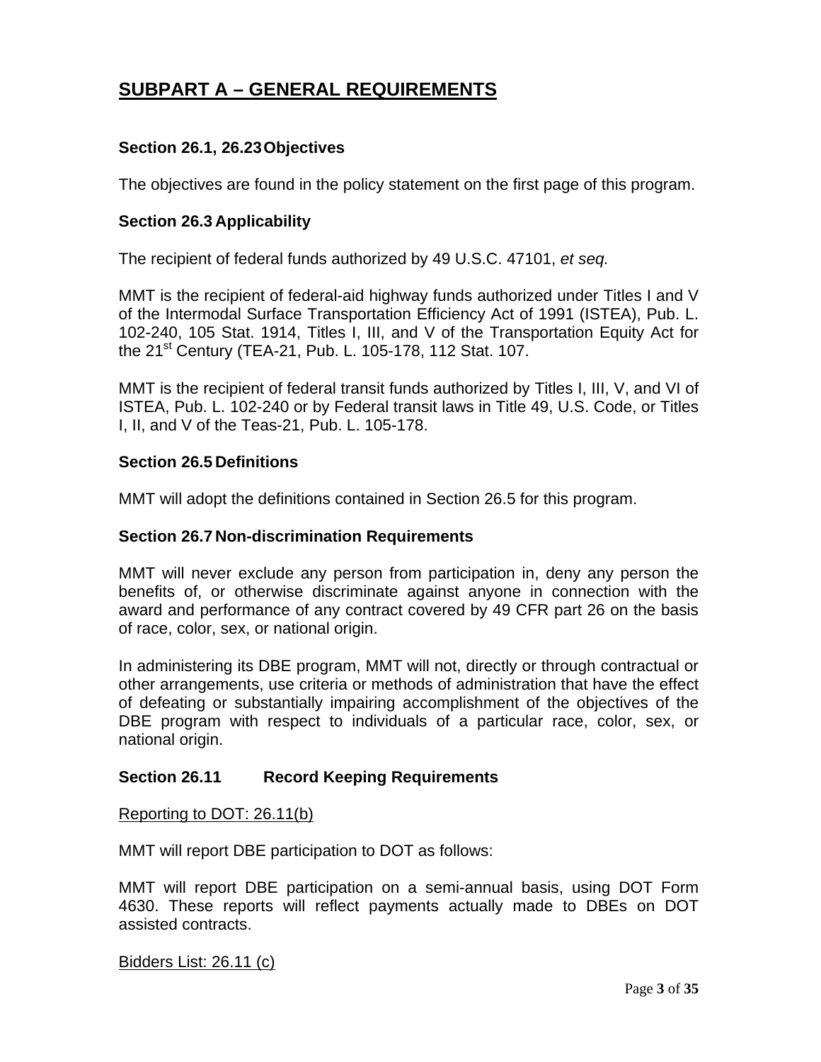## SUBPART A – GENERAL REQUIREMENTS

### Section 26.1, 26.23 Objectives

The objectives are found in the policy statement on the first page of this program.

### Section 26.3 Applicability

The recipient of federal funds authorized by 49 U.S.C. 47101, *et seq.*

MMT is the recipient of federal-aid highway funds authorized under Titles I and V of the Intermodal Surface Transportation Efficiency Act of 1991 (ISTEA), Pub. L. 102-240, 105 Stat. 1914, Titles I, III, and V of the Transportation Equity Act for the 21st Century (TEA-21, Pub. L. 105-178, 112 Stat. 107.

MMT is the recipient of federal transit funds authorized by Titles I, III, V, and VI of ISTEA, Pub. L. 102-240 or by Federal transit laws in Title 49, U.S. Code, or Titles I, II, and V of the Teas-21, Pub. L. 105-178.

### Section 26.5 Definitions

MMT will adopt the definitions contained in Section 26.5 for this program.

### Section 26.7 Non-discrimination Requirements

MMT will never exclude any person from participation in, deny any person the benefits of, or otherwise discriminate against anyone in connection with the award and performance of any contract covered by 49 CFR part 26 on the basis of race, color, sex, or national origin.

In administering its DBE program, MMT will not, directly or through contractual or other arrangements, use criteria or methods of administration that have the effect of defeating or substantially impairing accomplishment of the objectives of the DBE program with respect to individuals of a particular race, color, sex, or national origin.

### Section 26.11 Record Keeping Requirements

<u>Reporting to DOT: 26.11(b)</u>

MMT will report DBE participation to DOT as follows:

MMT will report DBE participation on a semi-annual basis, using DOT Form 4630. These reports will reflect payments actually made to DBEs on DOT assisted contracts.

<u>Bidders List: 26.11 (c)</u>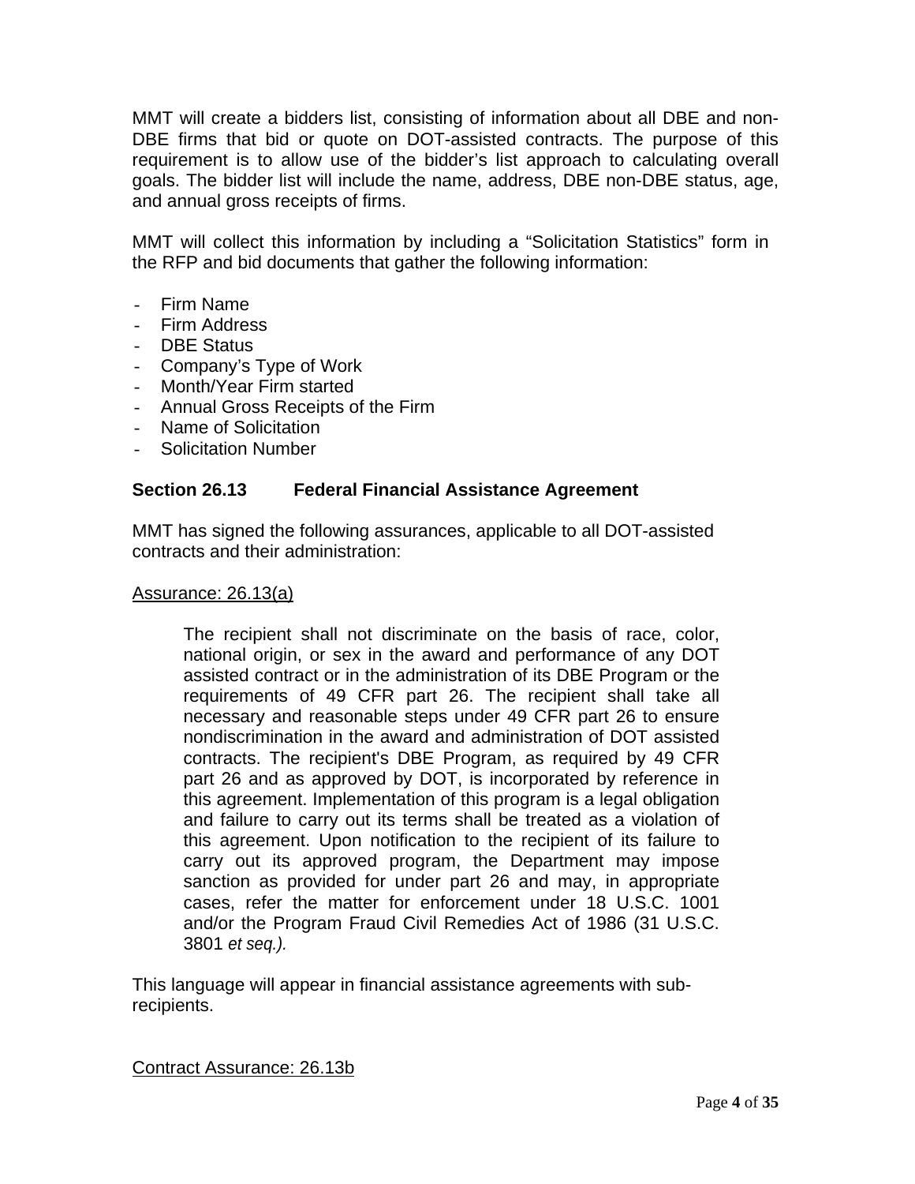MMT will create a bidders list, consisting of information about all DBE and non-DBE firms that bid or quote on DOT-assisted contracts. The purpose of this requirement is to allow use of the bidder's list approach to calculating overall goals. The bidder list will include the name, address, DBE non-DBE status, age, and annual gross receipts of firms.

MMT will collect this information by including a "Solicitation Statistics" form in the RFP and bid documents that gather the following information:

- Firm Name
- Firm Address
- DBE Status
- Company's Type of Work
- Month/Year Firm started
- Annual Gross Receipts of the Firm
- Name of Solicitation
- Solicitation Number

### Section 26.13 Federal Financial Assistance Agreement

MMT has signed the following assurances, applicable to all DOT-assisted contracts and their administration:

Assurance: 26.13(a)

> The recipient shall not discriminate on the basis of race, color, national origin, or sex in the award and performance of any DOT assisted contract or in the administration of its DBE Program or the requirements of 49 CFR part 26. The recipient shall take all necessary and reasonable steps under 49 CFR part 26 to ensure nondiscrimination in the award and administration of DOT assisted contracts. The recipient's DBE Program, as required by 49 CFR part 26 and as approved by DOT, is incorporated by reference in this agreement. Implementation of this program is a legal obligation and failure to carry out its terms shall be treated as a violation of this agreement. Upon notification to the recipient of its failure to carry out its approved program, the Department may impose sanction as provided for under part 26 and may, in appropriate cases, refer the matter for enforcement under 18 U.S.C. 1001 and/or the Program Fraud Civil Remedies Act of 1986 (31 U.S.C. 3801 *et seq.).*

This language will appear in financial assistance agreements with sub-recipients.

Contract Assurance: 26.13b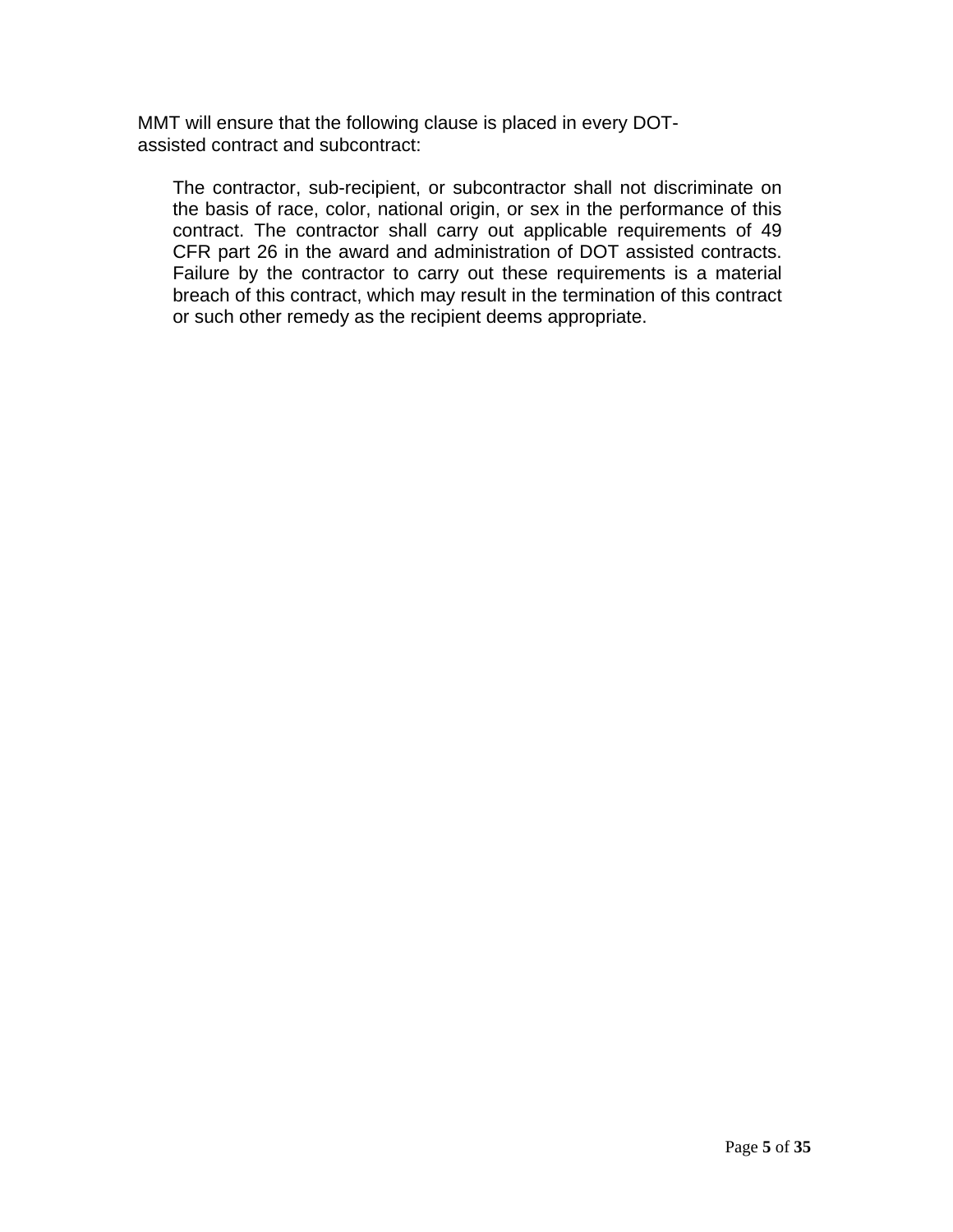MMT will ensure that the following clause is placed in every DOT-assisted contract and subcontract:

> The contractor, sub-recipient, or subcontractor shall not discriminate on the basis of race, color, national origin, or sex in the performance of this contract. The contractor shall carry out applicable requirements of 49 CFR part 26 in the award and administration of DOT assisted contracts. Failure by the contractor to carry out these requirements is a material breach of this contract, which may result in the termination of this contract or such other remedy as the recipient deems appropriate.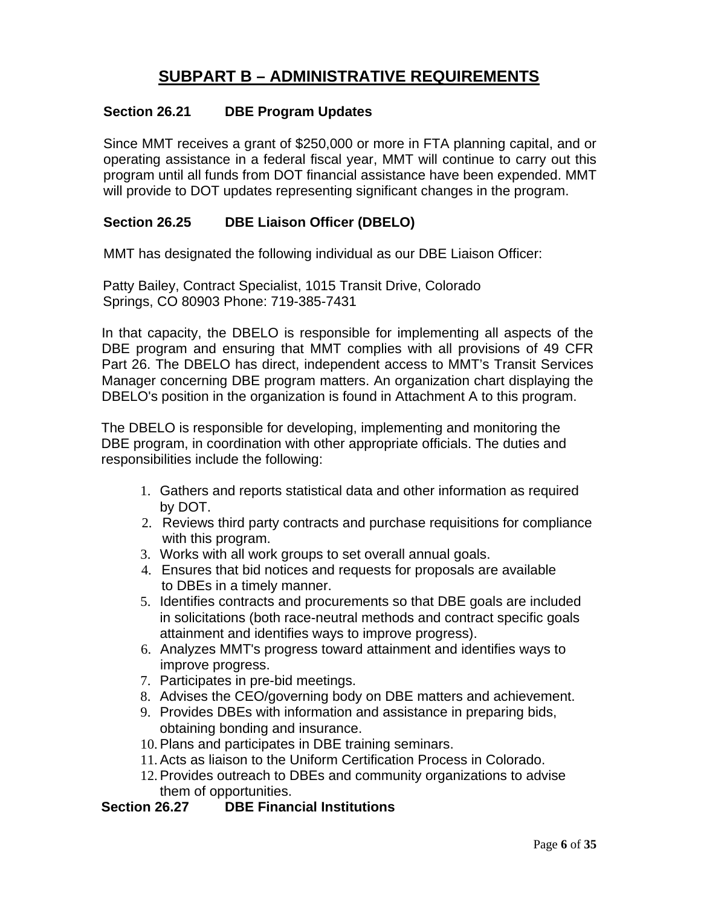# SUBPART B – ADMINISTRATIVE REQUIREMENTS

### Section 26.21 DBE Program Updates

Since MMT receives a grant of $250,000 or more in FTA planning capital, and or operating assistance in a federal fiscal year, MMT will continue to carry out this program until all funds from DOT financial assistance have been expended. MMT will provide to DOT updates representing significant changes in the program.

### Section 26.25 DBE Liaison Officer (DBELO)

MMT has designated the following individual as our DBE Liaison Officer:

Patty Bailey, Contract Specialist, 1015 Transit Drive, Colorado Springs, CO 80903 Phone: 719-385-7431

In that capacity, the DBELO is responsible for implementing all aspects of the DBE program and ensuring that MMT complies with all provisions of 49 CFR Part 26. The DBELO has direct, independent access to MMT's Transit Services Manager concerning DBE program matters. An organization chart displaying the DBELO's position in the organization is found in Attachment A to this program.

The DBELO is responsible for developing, implementing and monitoring the DBE program, in coordination with other appropriate officials. The duties and responsibilities include the following:

1. Gathers and reports statistical data and other information as required by DOT.
2. Reviews third party contracts and purchase requisitions for compliance with this program.
3. Works with all work groups to set overall annual goals.
4. Ensures that bid notices and requests for proposals are available to DBEs in a timely manner.
5. Identifies contracts and procurements so that DBE goals are included in solicitations (both race-neutral methods and contract specific goals attainment and identifies ways to improve progress).
6. Analyzes MMT's progress toward attainment and identifies ways to improve progress.
7. Participates in pre-bid meetings.
8. Advises the CEO/governing body on DBE matters and achievement.
9. Provides DBEs with information and assistance in preparing bids, obtaining bonding and insurance.
10. Plans and participates in DBE training seminars.
11. Acts as liaison to the Uniform Certification Process in Colorado.
12. Provides outreach to DBEs and community organizations to advise them of opportunities.

### Section 26.27 DBE Financial Institutions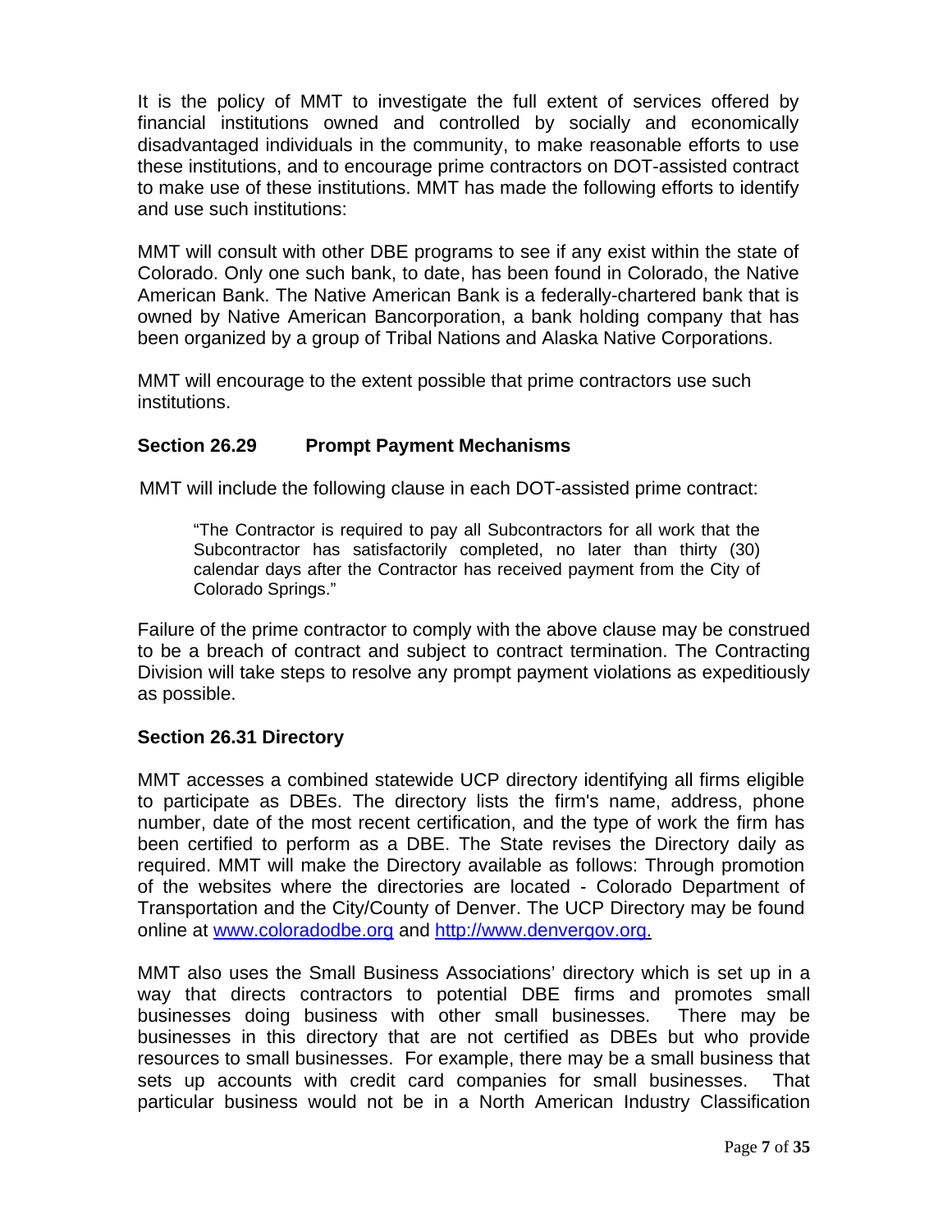It is the policy of MMT to investigate the full extent of services offered by financial institutions owned and controlled by socially and economically disadvantaged individuals in the community, to make reasonable efforts to use these institutions, and to encourage prime contractors on DOT-assisted contract to make use of these institutions. MMT has made the following efforts to identify and use such institutions:

MMT will consult with other DBE programs to see if any exist within the state of Colorado. Only one such bank, to date, has been found in Colorado, the Native American Bank. The Native American Bank is a federally-chartered bank that is owned by Native American Bancorporation, a bank holding company that has been organized by a group of Tribal Nations and Alaska Native Corporations.

MMT will encourage to the extent possible that prime contractors use such institutions.

### Section 26.29 Prompt Payment Mechanisms

MMT will include the following clause in each DOT-assisted prime contract:

> "The Contractor is required to pay all Subcontractors for all work that the Subcontractor has satisfactorily completed, no later than thirty (30) calendar days after the Contractor has received payment from the City of Colorado Springs."

Failure of the prime contractor to comply with the above clause may be construed to be a breach of contract and subject to contract termination. The Contracting Division will take steps to resolve any prompt payment violations as expeditiously as possible.

### Section 26.31 Directory

MMT accesses a combined statewide UCP directory identifying all firms eligible to participate as DBEs. The directory lists the firm's name, address, phone number, date of the most recent certification, and the type of work the firm has been certified to perform as a DBE. The State revises the Directory daily as required. MMT will make the Directory available as follows: Through promotion of the websites where the directories are located - Colorado Department of Transportation and the City/County of Denver. The UCP Directory may be found online at www.coloradodbe.org and http://www.denvergov.org.

MMT also uses the Small Business Associations' directory which is set up in a way that directs contractors to potential DBE firms and promotes small businesses doing business with other small businesses. There may be businesses in this directory that are not certified as DBEs but who provide resources to small businesses. For example, there may be a small business that sets up accounts with credit card companies for small businesses. That particular business would not be in a North American Industry Classification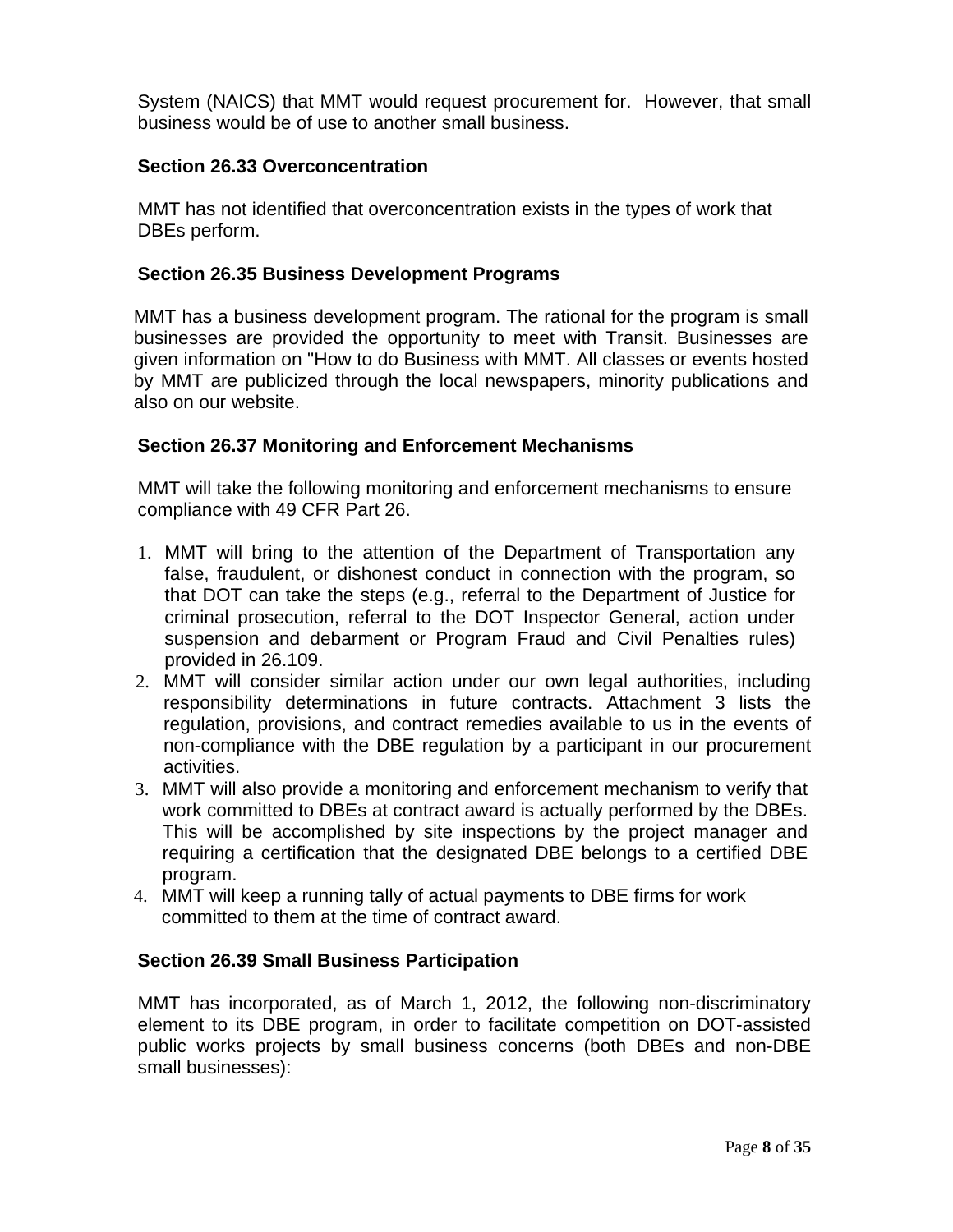System (NAICS) that MMT would request procurement for. However, that small business would be of use to another small business.

### Section 26.33 Overconcentration

MMT has not identified that overconcentration exists in the types of work that DBEs perform.

### Section 26.35 Business Development Programs

MMT has a business development program. The rational for the program is small businesses are provided the opportunity to meet with Transit. Businesses are given information on "How to do Business with MMT. All classes or events hosted by MMT are publicized through the local newspapers, minority publications and also on our website.

### Section 26.37 Monitoring and Enforcement Mechanisms

MMT will take the following monitoring and enforcement mechanisms to ensure compliance with 49 CFR Part 26.

1. MMT will bring to the attention of the Department of Transportation any false, fraudulent, or dishonest conduct in connection with the program, so that DOT can take the steps (e.g., referral to the Department of Justice for criminal prosecution, referral to the DOT Inspector General, action under suspension and debarment or Program Fraud and Civil Penalties rules) provided in 26.109.
2. MMT will consider similar action under our own legal authorities, including responsibility determinations in future contracts. Attachment 3 lists the regulation, provisions, and contract remedies available to us in the events of non-compliance with the DBE regulation by a participant in our procurement activities.
3. MMT will also provide a monitoring and enforcement mechanism to verify that work committed to DBEs at contract award is actually performed by the DBEs. This will be accomplished by site inspections by the project manager and requiring a certification that the designated DBE belongs to a certified DBE program.
4. MMT will keep a running tally of actual payments to DBE firms for work committed to them at the time of contract award.

### Section 26.39 Small Business Participation

MMT has incorporated, as of March 1, 2012, the following non-discriminatory element to its DBE program, in order to facilitate competition on DOT-assisted public works projects by small business concerns (both DBEs and non-DBE small businesses):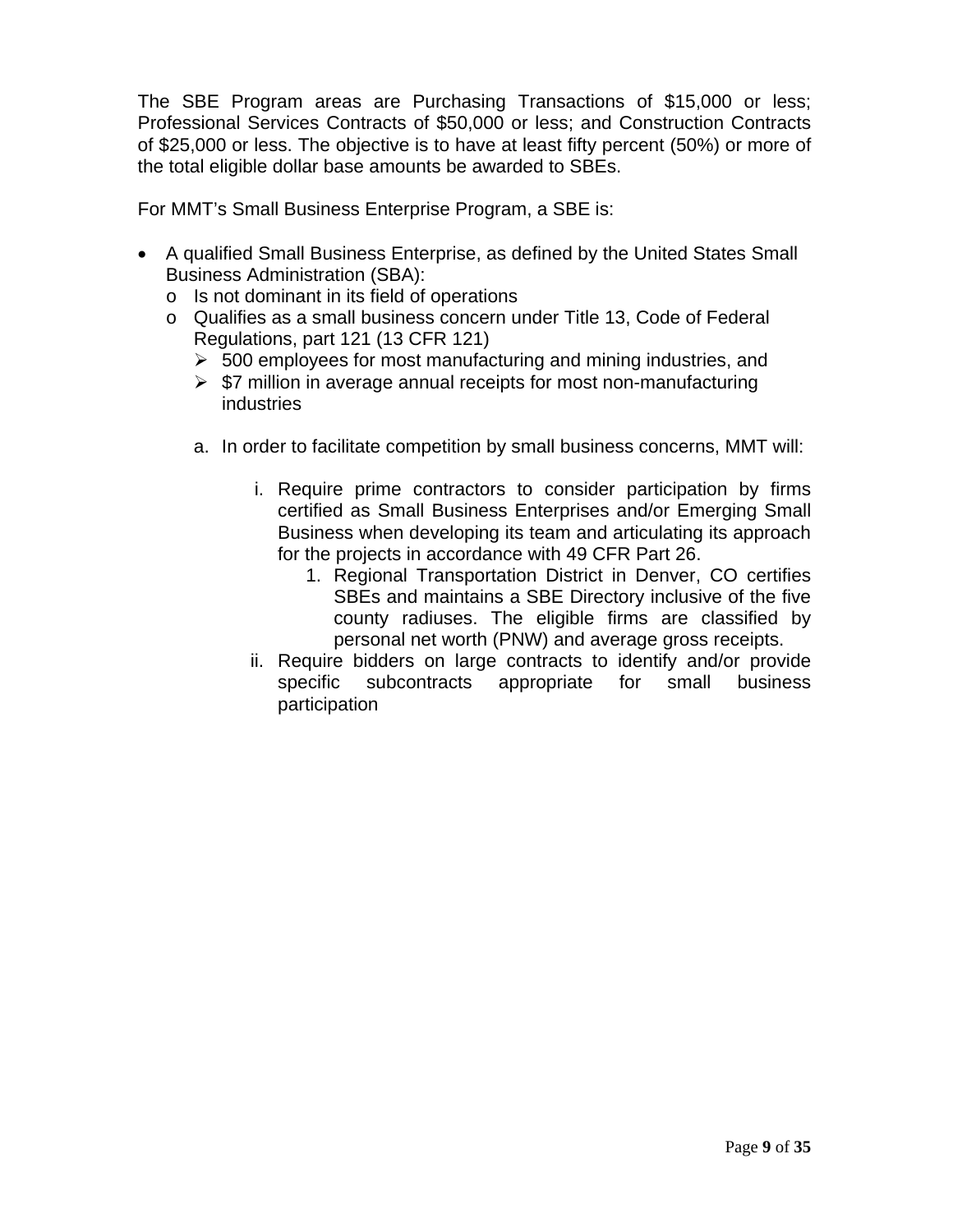The SBE Program areas are Purchasing Transactions of $15,000 or less; Professional Services Contracts of $50,000 or less; and Construction Contracts of $25,000 or less. The objective is to have at least fifty percent (50%) or more of the total eligible dollar base amounts be awarded to SBEs.

For MMT's Small Business Enterprise Program, a SBE is:

- A qualified Small Business Enterprise, as defined by the United States Small Business Administration (SBA):
  - Is not dominant in its field of operations
  - Qualifies as a small business concern under Title 13, Code of Federal Regulations, part 121 (13 CFR 121)
    - 500 employees for most manufacturing and mining industries, and
    - $7 million in average annual receipts for most non-manufacturing industries

  a. In order to facilitate competition by small business concerns, MMT will:

     i. Require prime contractors to consider participation by firms certified as Small Business Enterprises and/or Emerging Small Business when developing its team and articulating its approach for the projects in accordance with 49 CFR Part 26.
        1. Regional Transportation District in Denver, CO certifies SBEs and maintains a SBE Directory inclusive of the five county radiuses. The eligible firms are classified by personal net worth (PNW) and average gross receipts.

     ii. Require bidders on large contracts to identify and/or provide specific subcontracts appropriate for small business participation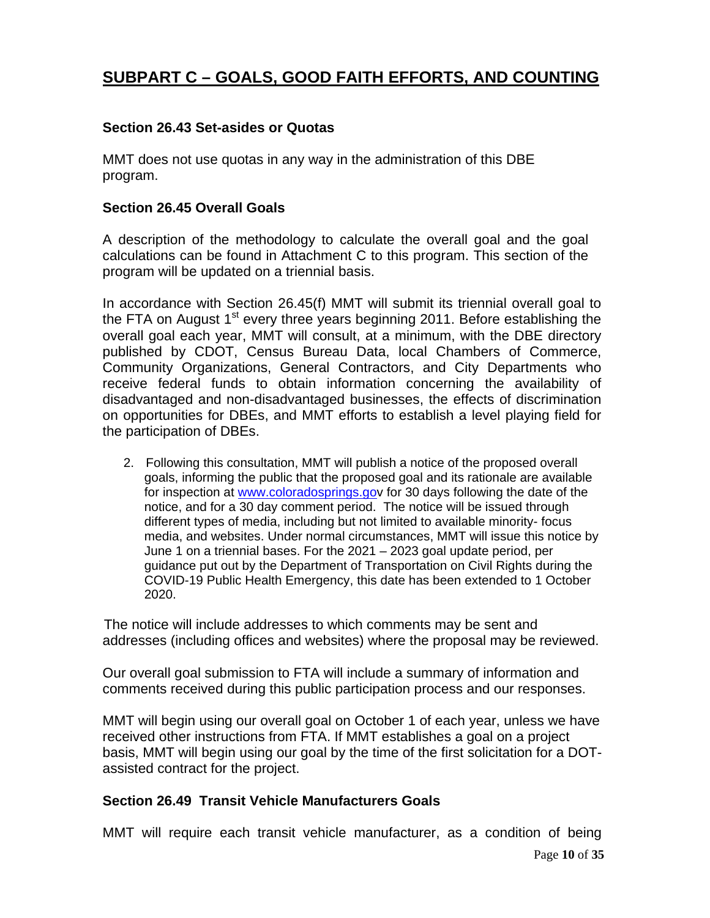## SUBPART C – GOALS, GOOD FAITH EFFORTS, AND COUNTING

### Section 26.43 Set-asides or Quotas

MMT does not use quotas in any way in the administration of this DBE program.

### Section 26.45 Overall Goals

A description of the methodology to calculate the overall goal and the goal calculations can be found in Attachment C to this program. This section of the program will be updated on a triennial basis.

In accordance with Section 26.45(f) MMT will submit its triennial overall goal to the FTA on August 1st every three years beginning 2011. Before establishing the overall goal each year, MMT will consult, at a minimum, with the DBE directory published by CDOT, Census Bureau Data, local Chambers of Commerce, Community Organizations, General Contractors, and City Departments who receive federal funds to obtain information concerning the availability of disadvantaged and non-disadvantaged businesses, the effects of discrimination on opportunities for DBEs, and MMT efforts to establish a level playing field for the participation of DBEs.

2. Following this consultation, MMT will publish a notice of the proposed overall goals, informing the public that the proposed goal and its rationale are available for inspection at www.coloradosprings.gov for 30 days following the date of the notice, and for a 30 day comment period. The notice will be issued through different types of media, including but not limited to available minority- focus media, and websites. Under normal circumstances, MMT will issue this notice by June 1 on a triennial bases. For the 2021 – 2023 goal update period, per guidance put out by the Department of Transportation on Civil Rights during the COVID-19 Public Health Emergency, this date has been extended to 1 October 2020.

The notice will include addresses to which comments may be sent and addresses (including offices and websites) where the proposal may be reviewed.

Our overall goal submission to FTA will include a summary of information and comments received during this public participation process and our responses.

MMT will begin using our overall goal on October 1 of each year, unless we have received other instructions from FTA. If MMT establishes a goal on a project basis, MMT will begin using our goal by the time of the first solicitation for a DOT-assisted contract for the project.

### Section 26.49 Transit Vehicle Manufacturers Goals

MMT will require each transit vehicle manufacturer, as a condition of being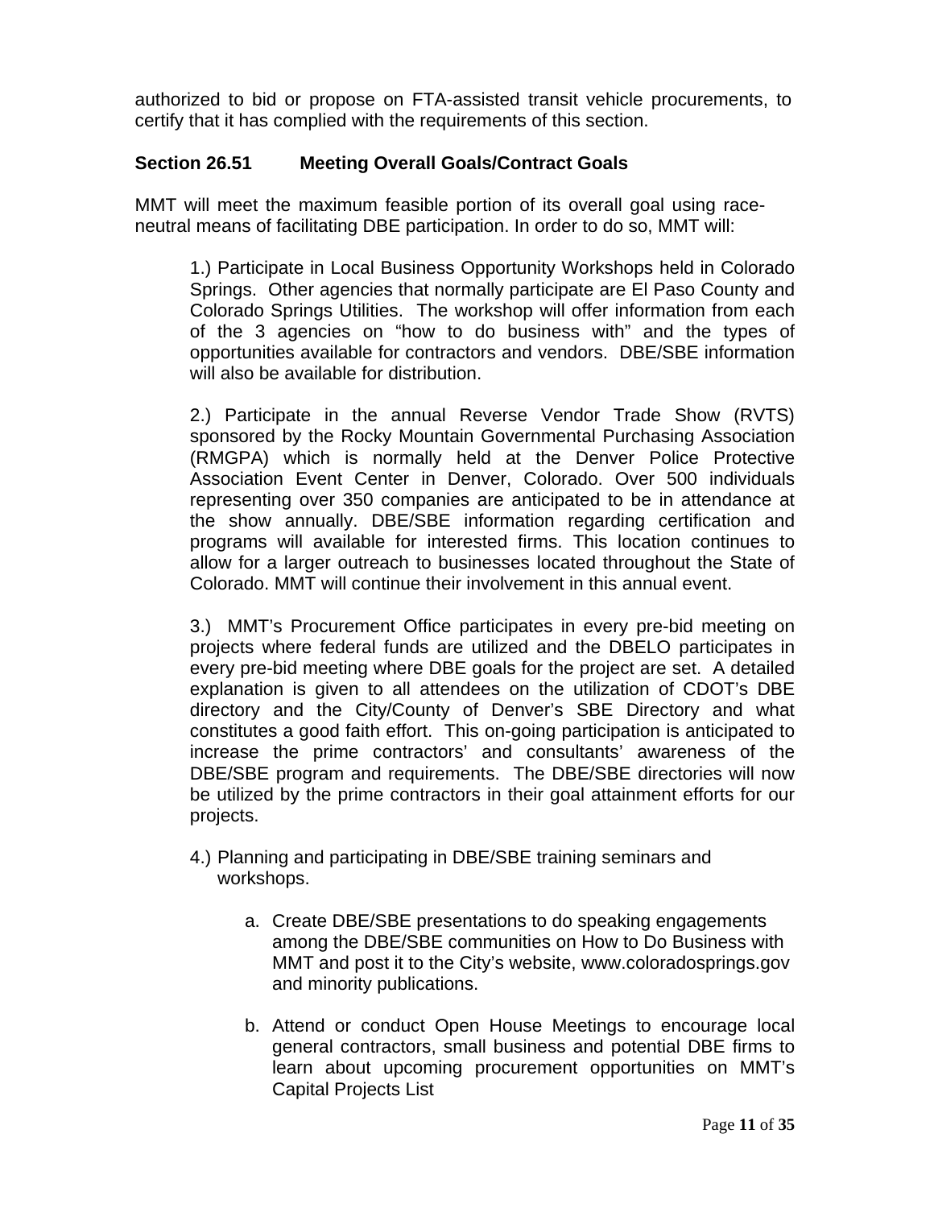authorized to bid or propose on FTA-assisted transit vehicle procurements, to certify that it has complied with the requirements of this section.

### Section 26.51 Meeting Overall Goals/Contract Goals

MMT will meet the maximum feasible portion of its overall goal using race-neutral means of facilitating DBE participation. In order to do so, MMT will:

1.) Participate in Local Business Opportunity Workshops held in Colorado Springs. Other agencies that normally participate are El Paso County and Colorado Springs Utilities. The workshop will offer information from each of the 3 agencies on "how to do business with" and the types of opportunities available for contractors and vendors. DBE/SBE information will also be available for distribution.

2.) Participate in the annual Reverse Vendor Trade Show (RVTS) sponsored by the Rocky Mountain Governmental Purchasing Association (RMGPA) which is normally held at the Denver Police Protective Association Event Center in Denver, Colorado. Over 500 individuals representing over 350 companies are anticipated to be in attendance at the show annually. DBE/SBE information regarding certification and programs will available for interested firms. This location continues to allow for a larger outreach to businesses located throughout the State of Colorado. MMT will continue their involvement in this annual event.

3.) MMT's Procurement Office participates in every pre-bid meeting on projects where federal funds are utilized and the DBELO participates in every pre-bid meeting where DBE goals for the project are set. A detailed explanation is given to all attendees on the utilization of CDOT's DBE directory and the City/County of Denver's SBE Directory and what constitutes a good faith effort. This on-going participation is anticipated to increase the prime contractors' and consultants' awareness of the DBE/SBE program and requirements. The DBE/SBE directories will now be utilized by the prime contractors in their goal attainment efforts for our projects.

4.) Planning and participating in DBE/SBE training seminars and workshops.

   a. Create DBE/SBE presentations to do speaking engagements among the DBE/SBE communities on How to Do Business with MMT and post it to the City's website, www.coloradosprings.gov and minority publications.

   b. Attend or conduct Open House Meetings to encourage local general contractors, small business and potential DBE firms to learn about upcoming procurement opportunities on MMT's Capital Projects List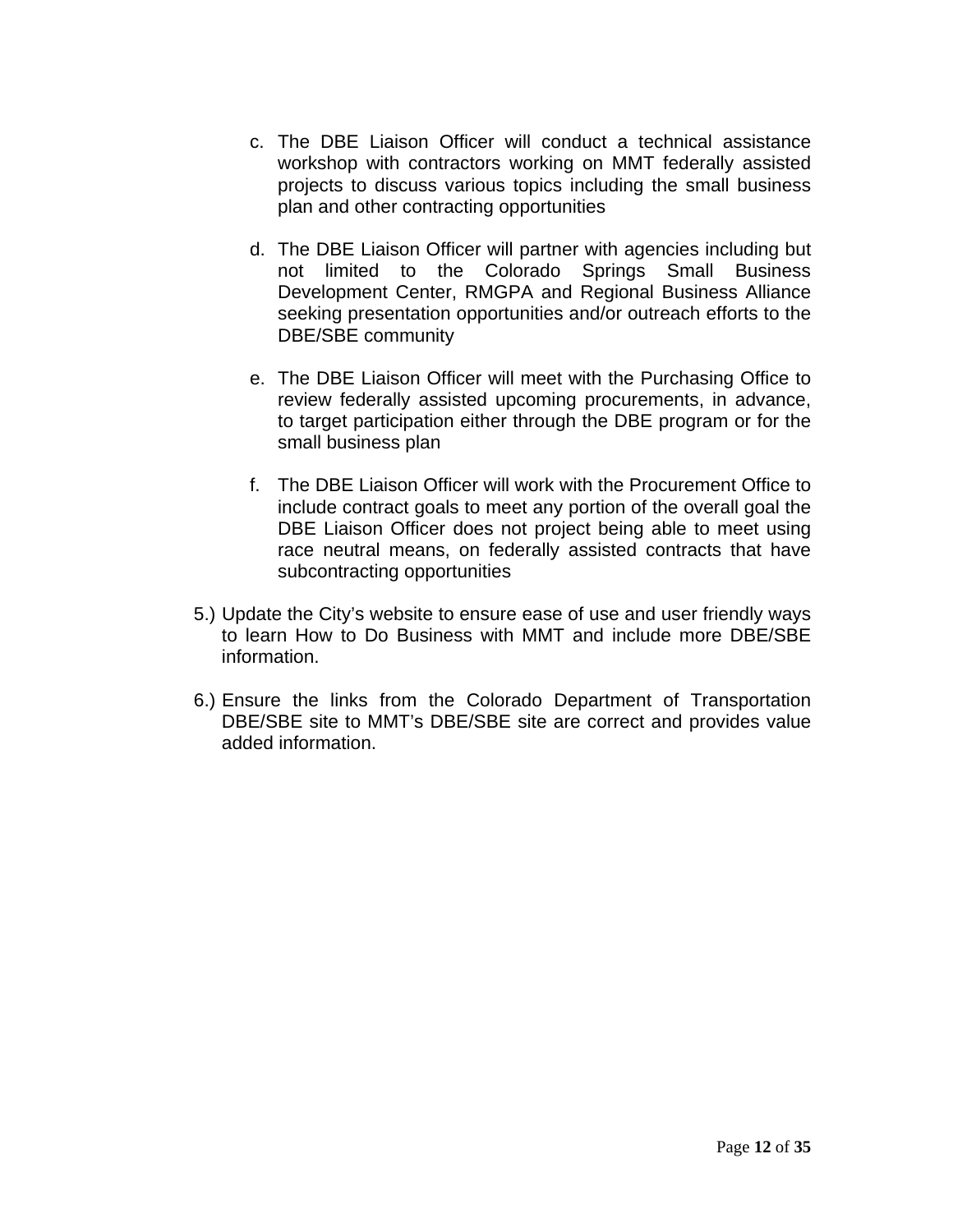c. The DBE Liaison Officer will conduct a technical assistance workshop with contractors working on MMT federally assisted projects to discuss various topics including the small business plan and other contracting opportunities

d. The DBE Liaison Officer will partner with agencies including but not limited to the Colorado Springs Small Business Development Center, RMGPA and Regional Business Alliance seeking presentation opportunities and/or outreach efforts to the DBE/SBE community

e. The DBE Liaison Officer will meet with the Purchasing Office to review federally assisted upcoming procurements, in advance, to target participation either through the DBE program or for the small business plan

f. The DBE Liaison Officer will work with the Procurement Office to include contract goals to meet any portion of the overall goal the DBE Liaison Officer does not project being able to meet using race neutral means, on federally assisted contracts that have subcontracting opportunities

5.) Update the City's website to ensure ease of use and user friendly ways to learn How to Do Business with MMT and include more DBE/SBE information.

6.) Ensure the links from the Colorado Department of Transportation DBE/SBE site to MMT's DBE/SBE site are correct and provides value added information.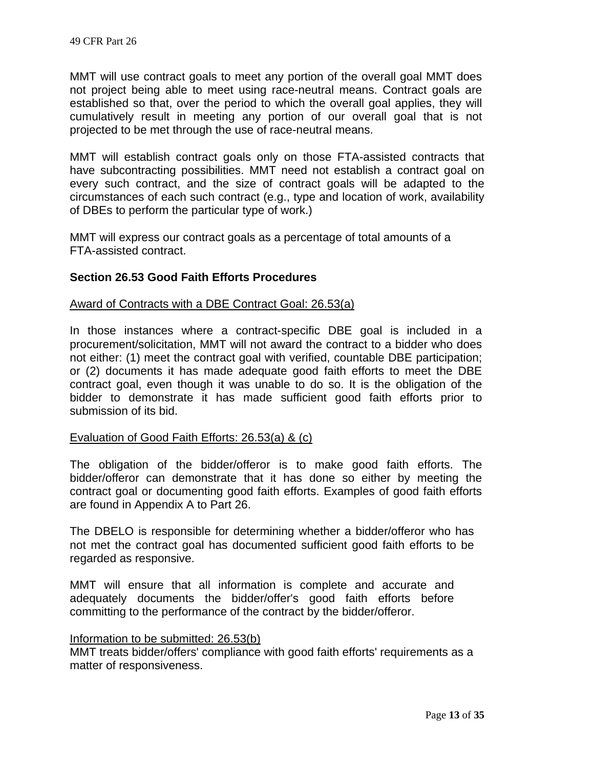MMT will use contract goals to meet any portion of the overall goal MMT does not project being able to meet using race-neutral means. Contract goals are established so that, over the period to which the overall goal applies, they will cumulatively result in meeting any portion of our overall goal that is not projected to be met through the use of race-neutral means.

MMT will establish contract goals only on those FTA-assisted contracts that have subcontracting possibilities. MMT need not establish a contract goal on every such contract, and the size of contract goals will be adapted to the circumstances of each such contract (e.g., type and location of work, availability of DBEs to perform the particular type of work.)

MMT will express our contract goals as a percentage of total amounts of a FTA-assisted contract.

**Section 26.53 Good Faith Efforts Procedures**

Award of Contracts with a DBE Contract Goal: 26.53(a)

In those instances where a contract-specific DBE goal is included in a procurement/solicitation, MMT will not award the contract to a bidder who does not either: (1) meet the contract goal with verified, countable DBE participation; or (2) documents it has made adequate good faith efforts to meet the DBE contract goal, even though it was unable to do so. It is the obligation of the bidder to demonstrate it has made sufficient good faith efforts prior to submission of its bid.

Evaluation of Good Faith Efforts: 26.53(a) & (c)

The obligation of the bidder/offeror is to make good faith efforts. The bidder/offeror can demonstrate that it has done so either by meeting the contract goal or documenting good faith efforts. Examples of good faith efforts are found in Appendix A to Part 26.

The DBELO is responsible for determining whether a bidder/offeror who has not met the contract goal has documented sufficient good faith efforts to be regarded as responsive.

MMT will ensure that all information is complete and accurate and adequately documents the bidder/offer's good faith efforts before committing to the performance of the contract by the bidder/offeror.

Information to be submitted: 26.53(b)

MMT treats bidder/offers' compliance with good faith efforts' requirements as a matter of responsiveness.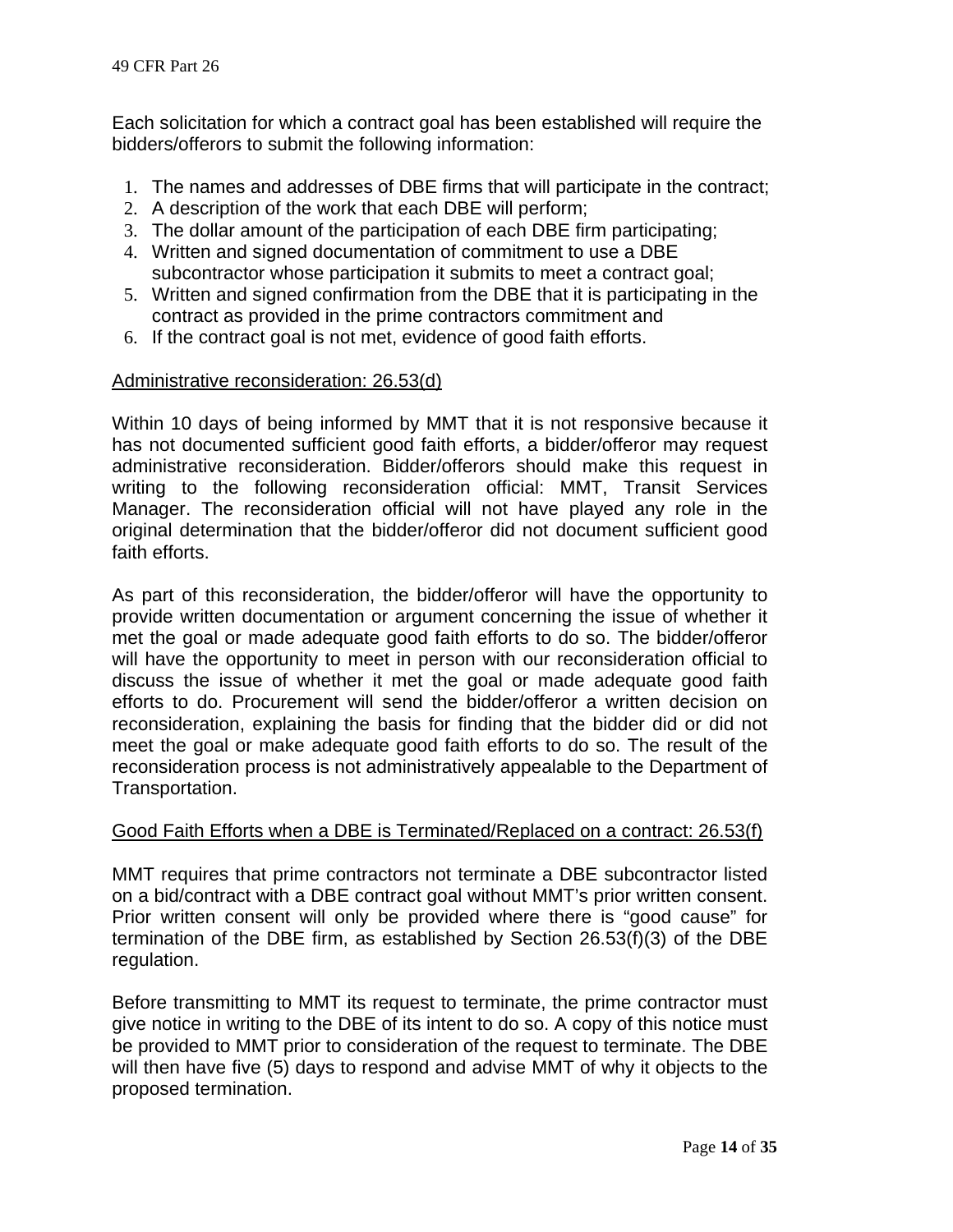Each solicitation for which a contract goal has been established will require the bidders/offerors to submit the following information:

1. The names and addresses of DBE firms that will participate in the contract;
2. A description of the work that each DBE will perform;
3. The dollar amount of the participation of each DBE firm participating;
4. Written and signed documentation of commitment to use a DBE subcontractor whose participation it submits to meet a contract goal;
5. Written and signed confirmation from the DBE that it is participating in the contract as provided in the prime contractors commitment and
6. If the contract goal is not met, evidence of good faith efforts.

Administrative reconsideration: 26.53(d)

Within 10 days of being informed by MMT that it is not responsive because it has not documented sufficient good faith efforts, a bidder/offeror may request administrative reconsideration. Bidder/offerors should make this request in writing to the following reconsideration official: MMT, Transit Services Manager. The reconsideration official will not have played any role in the original determination that the bidder/offeror did not document sufficient good faith efforts.

As part of this reconsideration, the bidder/offeror will have the opportunity to provide written documentation or argument concerning the issue of whether it met the goal or made adequate good faith efforts to do so. The bidder/offeror will have the opportunity to meet in person with our reconsideration official to discuss the issue of whether it met the goal or made adequate good faith efforts to do. Procurement will send the bidder/offeror a written decision on reconsideration, explaining the basis for finding that the bidder did or did not meet the goal or make adequate good faith efforts to do so. The result of the reconsideration process is not administratively appealable to the Department of Transportation.

Good Faith Efforts when a DBE is Terminated/Replaced on a contract: 26.53(f)

MMT requires that prime contractors not terminate a DBE subcontractor listed on a bid/contract with a DBE contract goal without MMT's prior written consent. Prior written consent will only be provided where there is "good cause" for termination of the DBE firm, as established by Section 26.53(f)(3) of the DBE regulation.

Before transmitting to MMT its request to terminate, the prime contractor must give notice in writing to the DBE of its intent to do so. A copy of this notice must be provided to MMT prior to consideration of the request to terminate. The DBE will then have five (5) days to respond and advise MMT of why it objects to the proposed termination.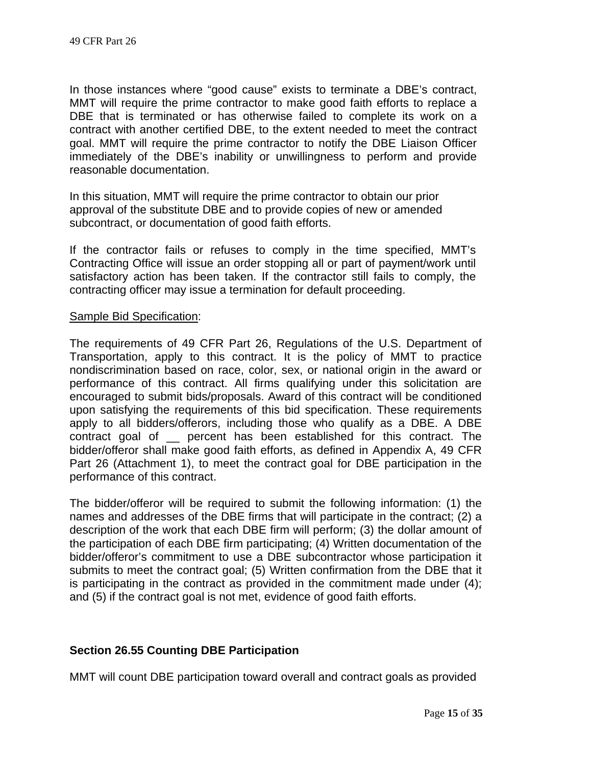In those instances where "good cause" exists to terminate a DBE's contract, MMT will require the prime contractor to make good faith efforts to replace a DBE that is terminated or has otherwise failed to complete its work on a contract with another certified DBE, to the extent needed to meet the contract goal. MMT will require the prime contractor to notify the DBE Liaison Officer immediately of the DBE's inability or unwillingness to perform and provide reasonable documentation.

In this situation, MMT will require the prime contractor to obtain our prior approval of the substitute DBE and to provide copies of new or amended subcontract, or documentation of good faith efforts.

If the contractor fails or refuses to comply in the time specified, MMT's Contracting Office will issue an order stopping all or part of payment/work until satisfactory action has been taken. If the contractor still fails to comply, the contracting officer may issue a termination for default proceeding.

<u>Sample Bid Specification</u>:

The requirements of 49 CFR Part 26, Regulations of the U.S. Department of Transportation, apply to this contract. It is the policy of MMT to practice nondiscrimination based on race, color, sex, or national origin in the award or performance of this contract. All firms qualifying under this solicitation are encouraged to submit bids/proposals. Award of this contract will be conditioned upon satisfying the requirements of this bid specification. These requirements apply to all bidders/offerors, including those who qualify as a DBE. A DBE contract goal of __ percent has been established for this contract. The bidder/offeror shall make good faith efforts, as defined in Appendix A, 49 CFR Part 26 (Attachment 1), to meet the contract goal for DBE participation in the performance of this contract.

The bidder/offeror will be required to submit the following information: (1) the names and addresses of the DBE firms that will participate in the contract; (2) a description of the work that each DBE firm will perform; (3) the dollar amount of the participation of each DBE firm participating; (4) Written documentation of the bidder/offeror's commitment to use a DBE subcontractor whose participation it submits to meet the contract goal; (5) Written confirmation from the DBE that it is participating in the contract as provided in the commitment made under (4); and (5) if the contract goal is not met, evidence of good faith efforts.

### Section 26.55 Counting DBE Participation

MMT will count DBE participation toward overall and contract goals as provided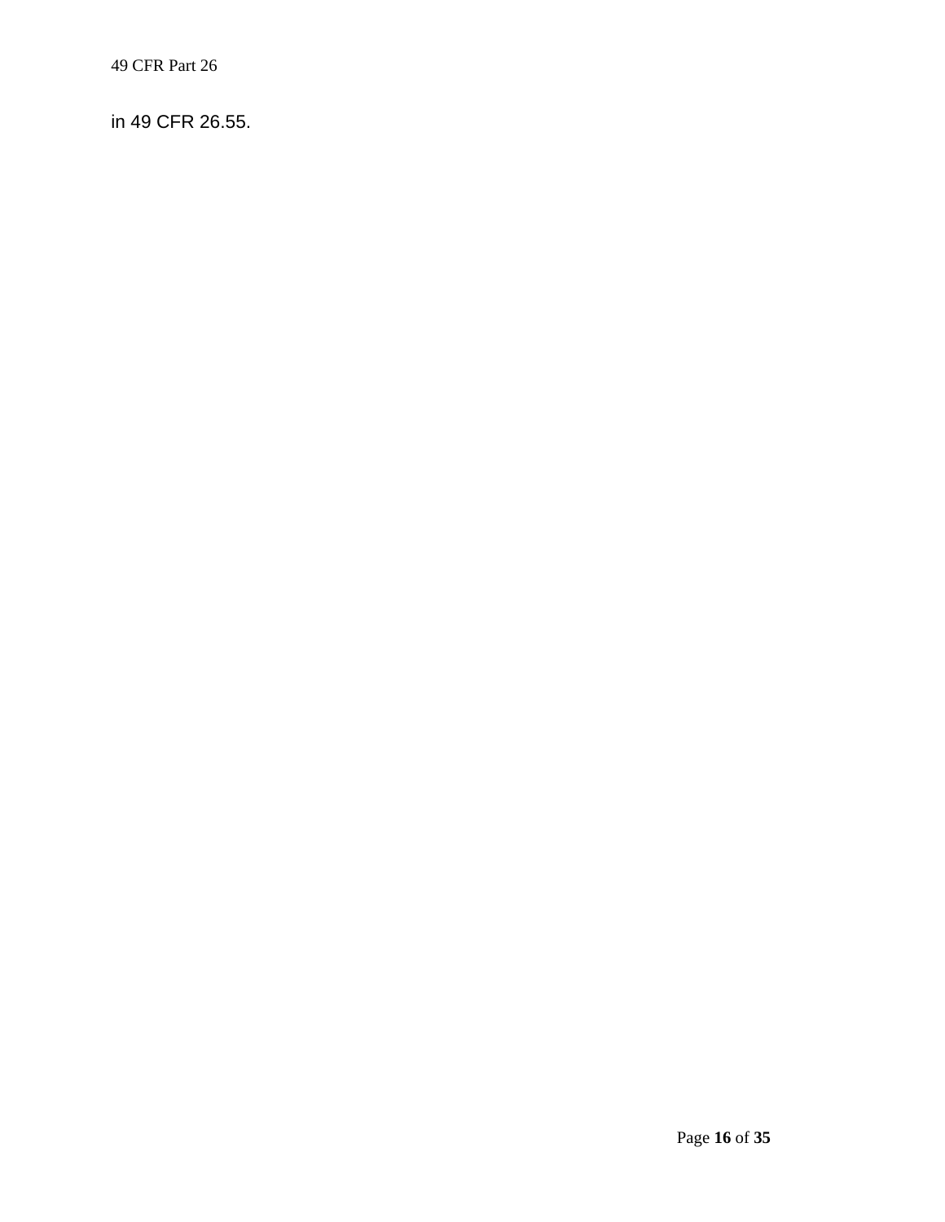in 49 CFR 26.55.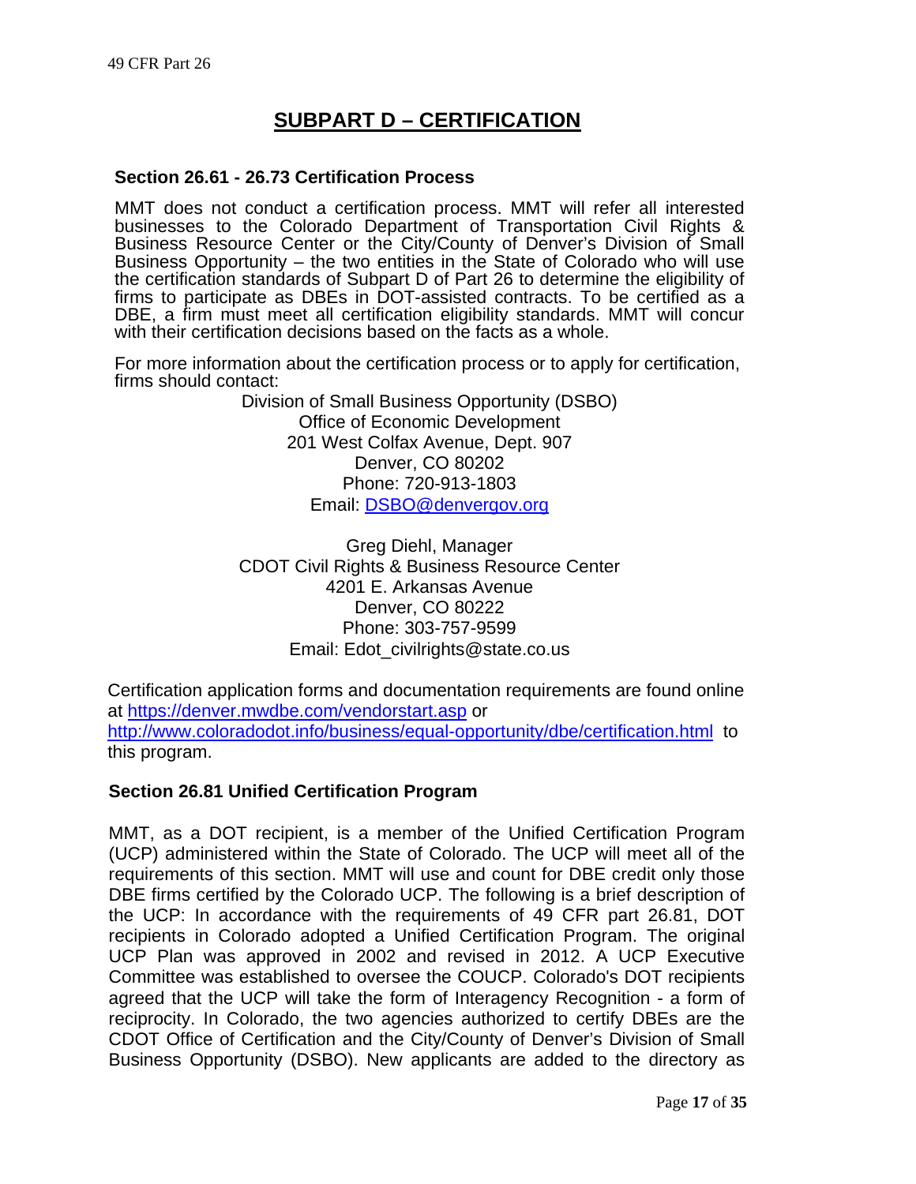## SUBPART D – CERTIFICATION

### Section 26.61 - 26.73 Certification Process

MMT does not conduct a certification process. MMT will refer all interested businesses to the Colorado Department of Transportation Civil Rights & Business Resource Center or the City/County of Denver's Division of Small Business Opportunity – the two entities in the State of Colorado who will use the certification standards of Subpart D of Part 26 to determine the eligibility of firms to participate as DBEs in DOT-assisted contracts. To be certified as a DBE, a firm must meet all certification eligibility standards. MMT will concur with their certification decisions based on the facts as a whole.

For more information about the certification process or to apply for certification, firms should contact:

Division of Small Business Opportunity (DSBO)
Office of Economic Development
201 West Colfax Avenue, Dept. 907
Denver, CO 80202
Phone: 720-913-1803
Email: DSBO@denvergov.org

Greg Diehl, Manager
CDOT Civil Rights & Business Resource Center
4201 E. Arkansas Avenue
Denver, CO 80222
Phone: 303-757-9599
Email: Edot_civilrights@state.co.us

Certification application forms and documentation requirements are found online at https://denver.mwdbe.com/vendorstart.asp or http://www.coloradodot.info/business/equal-opportunity/dbe/certification.html to this program.

### Section 26.81 Unified Certification Program

MMT, as a DOT recipient, is a member of the Unified Certification Program (UCP) administered within the State of Colorado. The UCP will meet all of the requirements of this section. MMT will use and count for DBE credit only those DBE firms certified by the Colorado UCP. The following is a brief description of the UCP: In accordance with the requirements of 49 CFR part 26.81, DOT recipients in Colorado adopted a Unified Certification Program. The original UCP Plan was approved in 2002 and revised in 2012. A UCP Executive Committee was established to oversee the COUCP. Colorado's DOT recipients agreed that the UCP will take the form of Interagency Recognition - a form of reciprocity. In Colorado, the two agencies authorized to certify DBEs are the CDOT Office of Certification and the City/County of Denver's Division of Small Business Opportunity (DSBO). New applicants are added to the directory as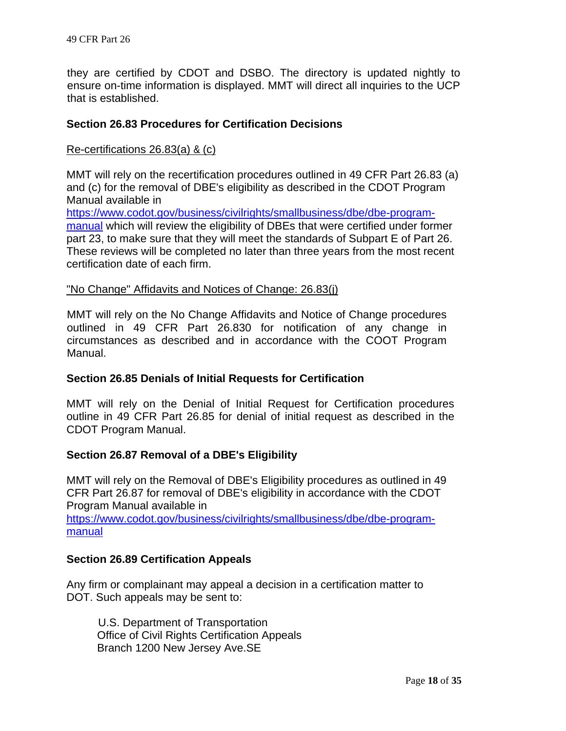they are certified by CDOT and DSBO. The directory is updated nightly to ensure on-time information is displayed. MMT will direct all inquiries to the UCP that is established.

### Section 26.83 Procedures for Certification Decisions

Re-certifications 26.83(a) & (c)

MMT will rely on the recertification procedures outlined in 49 CFR Part 26.83 (a) and (c) for the removal of DBE's eligibility as described in the CDOT Program Manual available in [https://www.codot.gov/business/civilrights/smallbusiness/dbe/dbe-program-manual](https://www.codot.gov/business/civilrights/smallbusiness/dbe/dbe-program-manual) which will review the eligibility of DBEs that were certified under former part 23, to make sure that they will meet the standards of Subpart E of Part 26. These reviews will be completed no later than three years from the most recent certification date of each firm.

"No Change" Affidavits and Notices of Change: 26.83(j)

MMT will rely on the No Change Affidavits and Notice of Change procedures outlined in 49 CFR Part 26.830 for notification of any change in circumstances as described and in accordance with the COOT Program Manual.

### Section 26.85 Denials of Initial Requests for Certification

MMT will rely on the Denial of Initial Request for Certification procedures outline in 49 CFR Part 26.85 for denial of initial request as described in the CDOT Program Manual.

### Section 26.87 Removal of a DBE's Eligibility

MMT will rely on the Removal of DBE's Eligibility procedures as outlined in 49 CFR Part 26.87 for removal of DBE's eligibility in accordance with the CDOT Program Manual available in [https://www.codot.gov/business/civilrights/smallbusiness/dbe/dbe-program-manual](https://www.codot.gov/business/civilrights/smallbusiness/dbe/dbe-program-manual)

### Section 26.89 Certification Appeals

Any firm or complainant may appeal a decision in a certification matter to DOT. Such appeals may be sent to:

U.S. Department of Transportation
Office of Civil Rights Certification Appeals
Branch 1200 New Jersey Ave.SE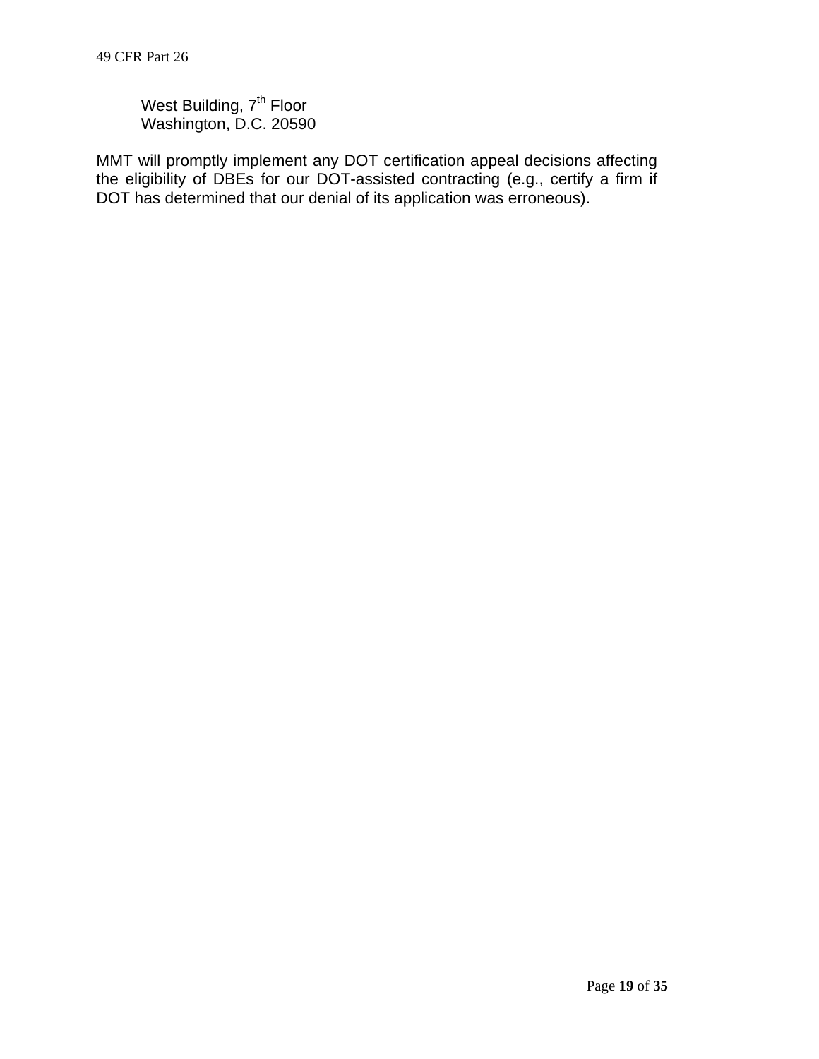West Building, 7th Floor
Washington, D.C. 20590

MMT will promptly implement any DOT certification appeal decisions affecting the eligibility of DBEs for our DOT-assisted contracting (e.g., certify a firm if DOT has determined that our denial of its application was erroneous).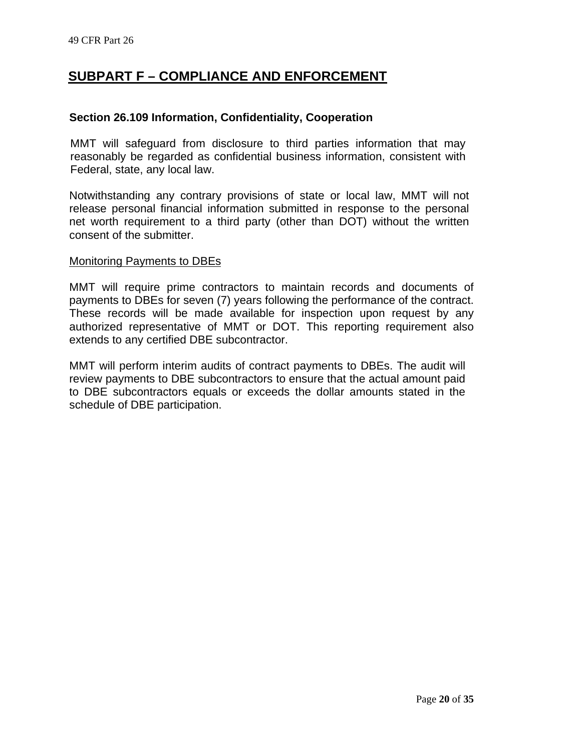## SUBPART F – COMPLIANCE AND ENFORCEMENT

### Section 26.109 Information, Confidentiality, Cooperation

MMT will safeguard from disclosure to third parties information that may reasonably be regarded as confidential business information, consistent with Federal, state, any local law.

Notwithstanding any contrary provisions of state or local law, MMT will not release personal financial information submitted in response to the personal net worth requirement to a third party (other than DOT) without the written consent of the submitter.

Monitoring Payments to DBEs

MMT will require prime contractors to maintain records and documents of payments to DBEs for seven (7) years following the performance of the contract. These records will be made available for inspection upon request by any authorized representative of MMT or DOT. This reporting requirement also extends to any certified DBE subcontractor.

MMT will perform interim audits of contract payments to DBEs. The audit will review payments to DBE subcontractors to ensure that the actual amount paid to DBE subcontractors equals or exceeds the dollar amounts stated in the schedule of DBE participation.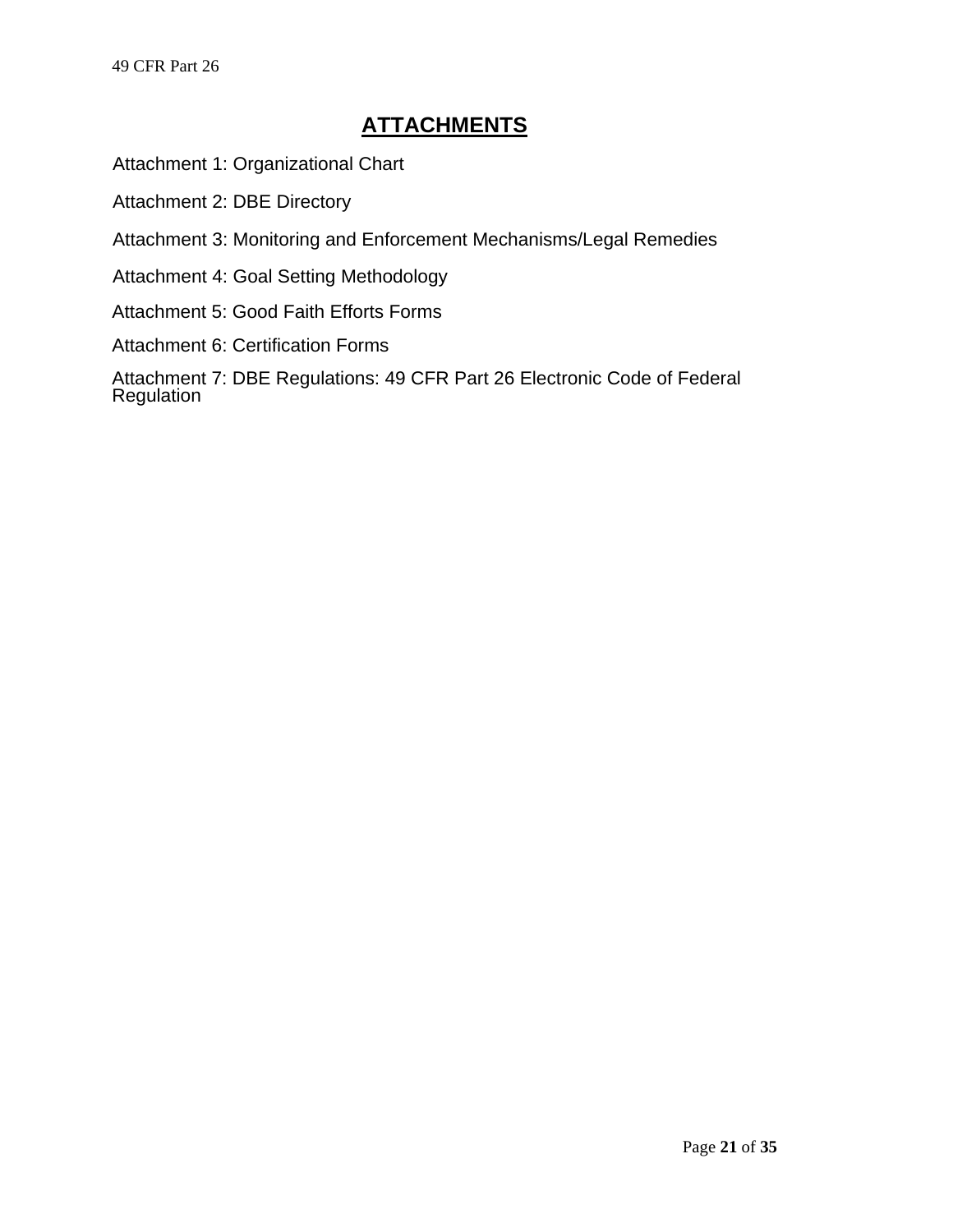# ATTACHMENTS

Attachment 1: Organizational Chart

Attachment 2: DBE Directory

Attachment 3: Monitoring and Enforcement Mechanisms/Legal Remedies

Attachment 4: Goal Setting Methodology

Attachment 5: Good Faith Efforts Forms

Attachment 6: Certification Forms

Attachment 7: DBE Regulations: 49 CFR Part 26 Electronic Code of Federal Regulation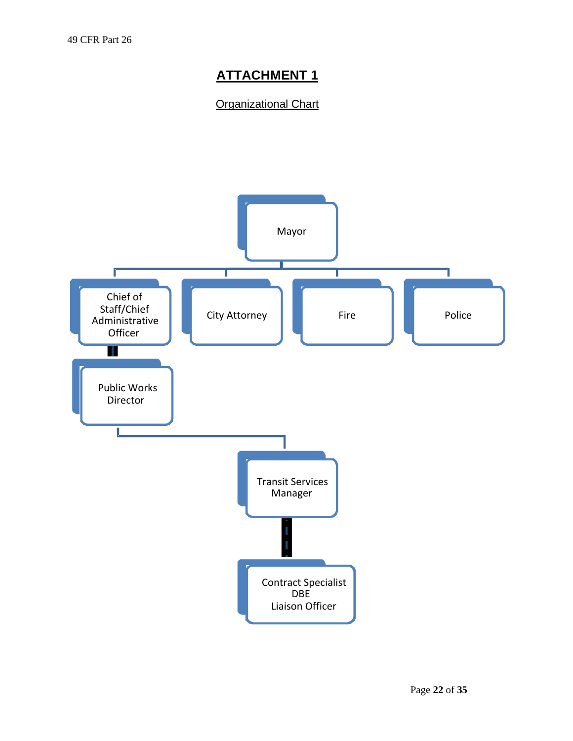# **ATTACHMENT 1**

Organizational Chart

Mayor

Chief of Staff/Chief Administrative Officer

City Attorney

Fire

Police

Public Works Director

Transit Services Manager

Contract Specialist DBE Liaison Officer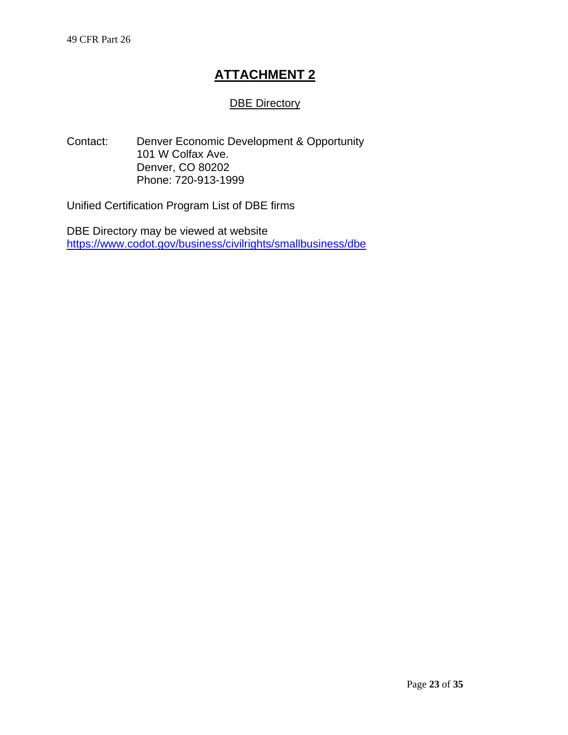# ATTACHMENT 2

## DBE Directory

Contact: Denver Economic Development & Opportunity
101 W Colfax Ave.
Denver, CO 80202
Phone: 720-913-1999

Unified Certification Program List of DBE firms

DBE Directory may be viewed at website
https://www.codot.gov/business/civilrights/smallbusiness/dbe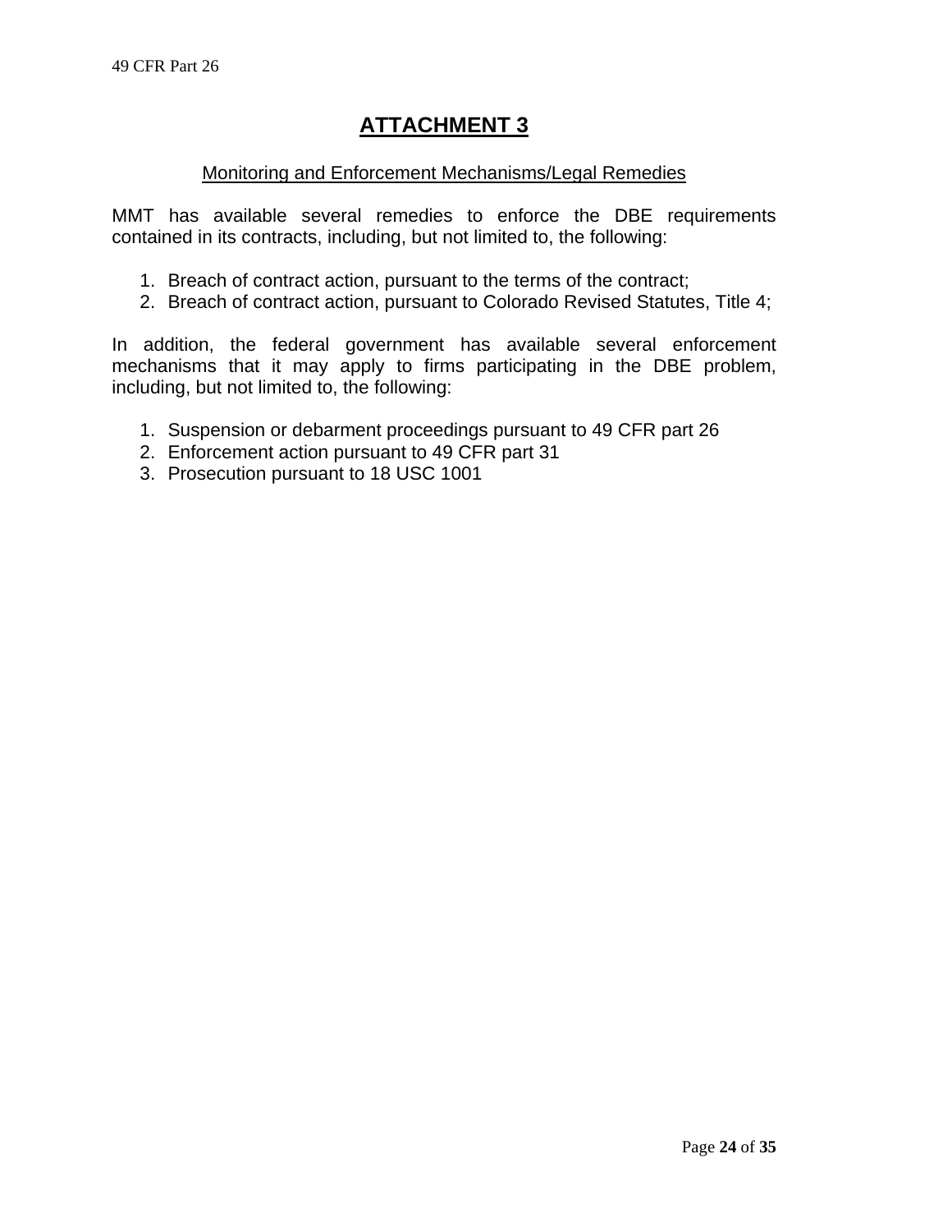# ATTACHMENT 3

## Monitoring and Enforcement Mechanisms/Legal Remedies

MMT has available several remedies to enforce the DBE requirements contained in its contracts, including, but not limited to, the following:

1. Breach of contract action, pursuant to the terms of the contract;
2. Breach of contract action, pursuant to Colorado Revised Statutes, Title 4;

In addition, the federal government has available several enforcement mechanisms that it may apply to firms participating in the DBE problem, including, but not limited to, the following:

1. Suspension or debarment proceedings pursuant to 49 CFR part 26
2. Enforcement action pursuant to 49 CFR part 31
3. Prosecution pursuant to 18 USC 1001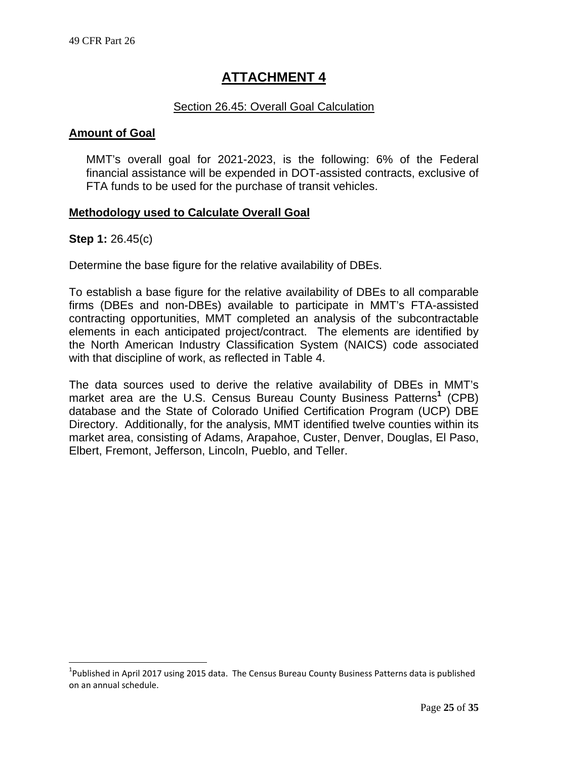# ATTACHMENT 4

## Section 26.45: Overall Goal Calculation

### Amount of Goal

MMT's overall goal for 2021-2023, is the following: 6% of the Federal financial assistance will be expended in DOT-assisted contracts, exclusive of FTA funds to be used for the purchase of transit vehicles.

### Methodology used to Calculate Overall Goal

**Step 1:** 26.45(c)

Determine the base figure for the relative availability of DBEs.

To establish a base figure for the relative availability of DBEs to all comparable firms (DBEs and non-DBEs) available to participate in MMT's FTA-assisted contracting opportunities, MMT completed an analysis of the subcontractable elements in each anticipated project/contract. The elements are identified by the North American Industry Classification System (NAICS) code associated with that discipline of work, as reflected in Table 4.

The data sources used to derive the relative availability of DBEs in MMT's market area are the U.S. Census Bureau County Business Patterns[1] (CPB) database and the State of Colorado Unified Certification Program (UCP) DBE Directory. Additionally, for the analysis, MMT identified twelve counties within its market area, consisting of Adams, Arapahoe, Custer, Denver, Douglas, El Paso, Elbert, Fremont, Jefferson, Lincoln, Pueblo, and Teller.

---

[1] Published in April 2017 using 2015 data. The Census Bureau County Business Patterns data is published on an annual schedule.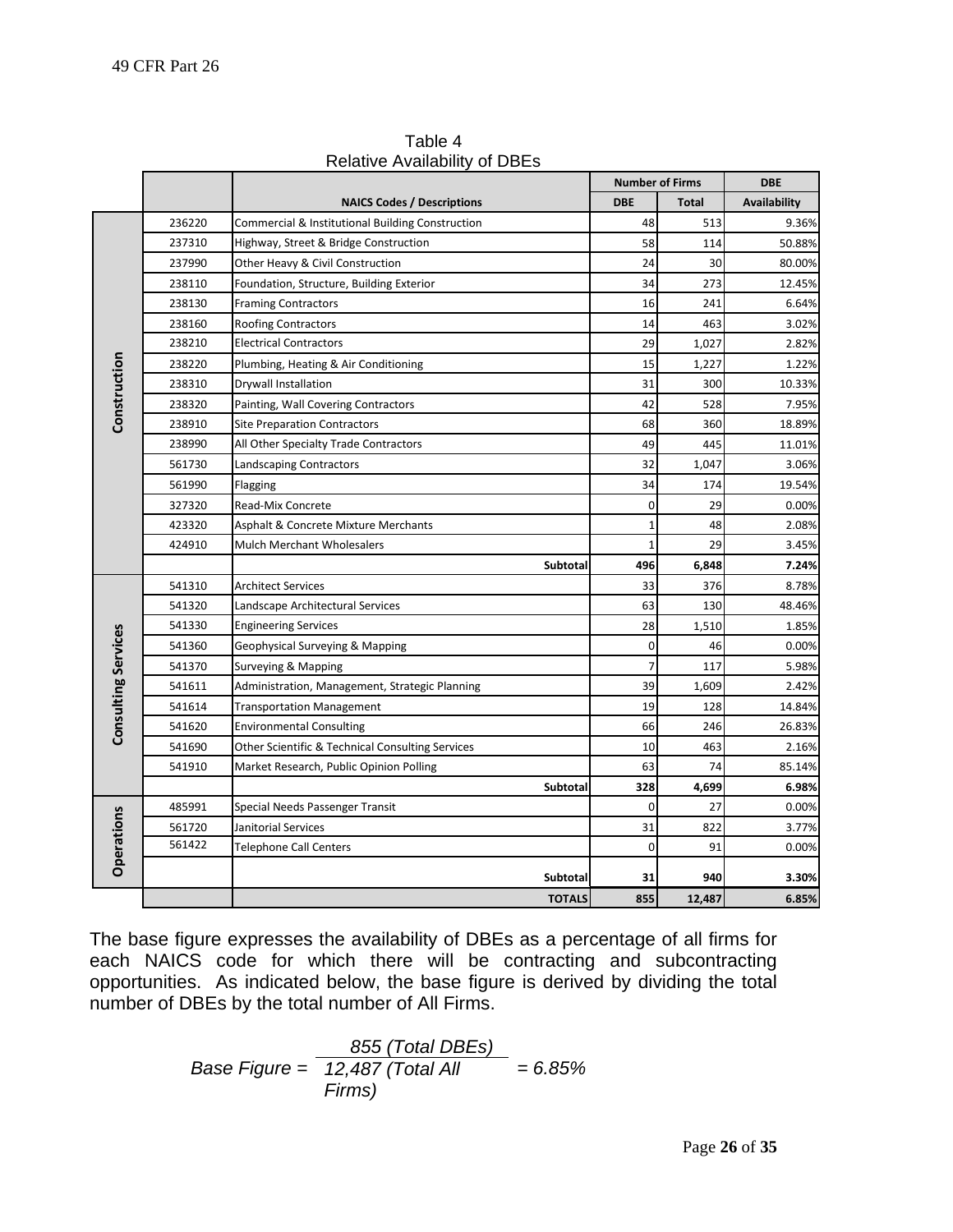Table 4
Relative Availability of DBEs

| | | | Number of Firms | | DBE |
|---|---|---|---|---|---|
| | | NAICS Codes / Descriptions | DBE | Total | Availability |
| Construction | 236220 | Commercial & Institutional Building Construction | 48 | 513 | 9.36% |
| | 237310 | Highway, Street & Bridge Construction | 58 | 114 | 50.88% |
| | 237990 | Other Heavy & Civil Construction | 24 | 30 | 80.00% |
| | 238110 | Foundation, Structure, Building Exterior | 34 | 273 | 12.45% |
| | 238130 | Framing Contractors | 16 | 241 | 6.64% |
| | 238160 | Roofing Contractors | 14 | 463 | 3.02% |
| | 238210 | Electrical Contractors | 29 | 1,027 | 2.82% |
| | 238220 | Plumbing, Heating & Air Conditioning | 15 | 1,227 | 1.22% |
| | 238310 | Drywall Installation | 31 | 300 | 10.33% |
| | 238320 | Painting, Wall Covering Contractors | 42 | 528 | 7.95% |
| | 238910 | Site Preparation Contractors | 68 | 360 | 18.89% |
| | 238990 | All Other Specialty Trade Contractors | 49 | 445 | 11.01% |
| | 561730 | Landscaping Contractors | 32 | 1,047 | 3.06% |
| | 561990 | Flagging | 34 | 174 | 19.54% |
| | 327320 | Read-Mix Concrete | 0 | 29 | 0.00% |
| | 423320 | Asphalt & Concrete Mixture Merchants | 1 | 48 | 2.08% |
| | 424910 | Mulch Merchant Wholesalers | 1 | 29 | 3.45% |
| | | **Subtotal** | **496** | **6,848** | **7.24%** |
| Consulting Services | 541310 | Architect Services | 33 | 376 | 8.78% |
| | 541320 | Landscape Architectural Services | 63 | 130 | 48.46% |
| | 541330 | Engineering Services | 28 | 1,510 | 1.85% |
| | 541360 | Geophysical Surveying & Mapping | 0 | 46 | 0.00% |
| | 541370 | Surveying & Mapping | 7 | 117 | 5.98% |
| | 541611 | Administration, Management, Strategic Planning | 39 | 1,609 | 2.42% |
| | 541614 | Transportation Management | 19 | 128 | 14.84% |
| | 541620 | Environmental Consulting | 66 | 246 | 26.83% |
| | 541690 | Other Scientific & Technical Consulting Services | 10 | 463 | 2.16% |
| | 541910 | Market Research, Public Opinion Polling | 63 | 74 | 85.14% |
| | | **Subtotal** | **328** | **4,699** | **6.98%** |
| Operations | 485991 | Special Needs Passenger Transit | 0 | 27 | 0.00% |
| | 561720 | Janitorial Services | 31 | 822 | 3.77% |
| | 561422 | Telephone Call Centers | 0 | 91 | 0.00% |
| | | **Subtotal** | **31** | **940** | **3.30%** |
| | | **TOTALS** | **855** | **12,487** | **6.85%** |

The base figure expresses the availability of DBEs as a percentage of all firms for each NAICS code for which there will be contracting and subcontracting opportunities. As indicated below, the base figure is derived by dividing the total number of DBEs by the total number of All Firms.

$$\textit{Base Figure} = \frac{\textit{855 (Total DBEs)}}{\textit{12,487 (Total All Firms)}} = 6.85\%$$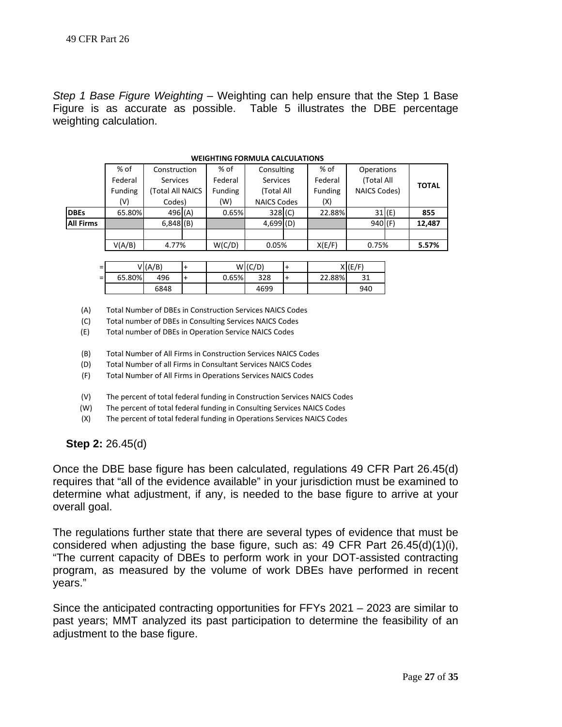*Step 1 Base Figure Weighting* – Weighting can help ensure that the Step 1 Base Figure is as accurate as possible. Table 5 illustrates the DBE percentage weighting calculation.

**WEIGHTING FORMULA CALCULATIONS**

| | % of Federal Funding (V) | Construction Services (Total All NAICS Codes) | | % of Federal Funding (W) | Consulting Services (Total All NAICS Codes | | % of Federal Funding (X) | Operations (Total All NAICS Codes) | | TOTAL |
|---|---|---|---|---|---|---|---|---|---|---|
| **DBEs** | 65.80% | 496 | (A) | 0.65% | 328 | (C) | 22.88% | 31 | (E) | **855** |
| **All Firms** | | 6,848 | (B) | | 4,699 | (D) | | 940 | (F) | **12,487** |
| | | | | | | | | | | |
| | V(A/B) | 4.77% | | W(C/D) | 0.05% | | X(E/F) | 0.75% | | **5.57%** |

| | | | | | | | | |
|---|---|---|---|---|---|---|---|---|
| = | V | (A/B) | + | W | (C/D) | + | X | (E/F) |
| = | 65.80% | 496 | + | 0.65% | 328 | + | 22.88% | 31 |
| | | 6848 | | | 4699 | | | 940 |

(A) Total Number of DBEs in Construction Services NAICS Codes

(C) Total number of DBEs in Consulting Services NAICS Codes

(E) Total number of DBEs in Operation Service NAICS Codes

(B) Total Number of All Firms in Construction Services NAICS Codes

(D) Total Number of all Firms in Consultant Services NAICS Codes

(F) Total Number of All Firms in Operations Services NAICS Codes

(V) The percent of total federal funding in Construction Services NAICS Codes

(W) The percent of total federal funding in Consulting Services NAICS Codes

(X) The percent of total federal funding in Operations Services NAICS Codes

**Step 2:** 26.45(d)

Once the DBE base figure has been calculated, regulations 49 CFR Part 26.45(d) requires that "all of the evidence available" in your jurisdiction must be examined to determine what adjustment, if any, is needed to the base figure to arrive at your overall goal.

The regulations further state that there are several types of evidence that must be considered when adjusting the base figure, such as: 49 CFR Part 26.45(d)(1)(i), "The current capacity of DBEs to perform work in your DOT-assisted contracting program, as measured by the volume of work DBEs have performed in recent years."

Since the anticipated contracting opportunities for FFYs 2021 – 2023 are similar to past years; MMT analyzed its past participation to determine the feasibility of an adjustment to the base figure.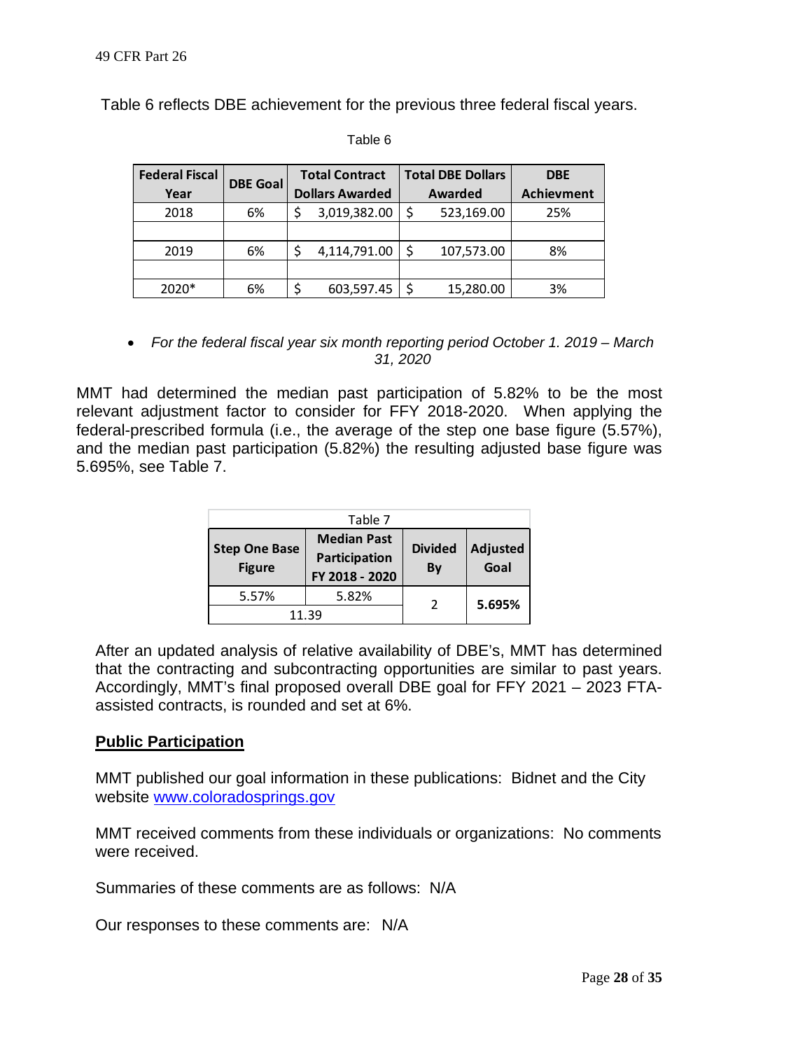Table 6 reflects DBE achievement for the previous three federal fiscal years.

Table 6

| Federal Fiscal Year | DBE Goal | Total Contract Dollars Awarded | Total DBE Dollars Awarded | DBE Achievment |
|---|---|---|---|---|
| 2018 | 6% | $ 3,019,382.00 | $ 523,169.00 | 25% |
| | | | | |
| 2019 | 6% | $ 4,114,791.00 | $ 107,573.00 | 8% |
| | | | | |
| 2020* | 6% | $ 603,597.45 | $ 15,280.00 | 3% |

- *For the federal fiscal year six month reporting period October 1. 2019 – March 31, 2020*

MMT had determined the median past participation of 5.82% to be the most relevant adjustment factor to consider for FFY 2018-2020. When applying the federal-prescribed formula (i.e., the average of the step one base figure (5.57%), and the median past participation (5.82%) the resulting adjusted base figure was 5.695%, see Table 7.

| Table 7 | | | |
|---|---|---|---|
| **Step One Base Figure** | **Median Past Participation FY 2018 - 2020** | **Divided By** | **Adjusted Goal** |
| 5.57% | 5.82% | 2 | **5.695%** |
| 11.39 | | | |

After an updated analysis of relative availability of DBE's, MMT has determined that the contracting and subcontracting opportunities are similar to past years. Accordingly, MMT's final proposed overall DBE goal for FFY 2021 – 2023 FTA-assisted contracts, is rounded and set at 6%.

## Public Participation

MMT published our goal information in these publications: Bidnet and the City website www.coloradosprings.gov

MMT received comments from these individuals or organizations: No comments were received.

Summaries of these comments are as follows: N/A

Our responses to these comments are: N/A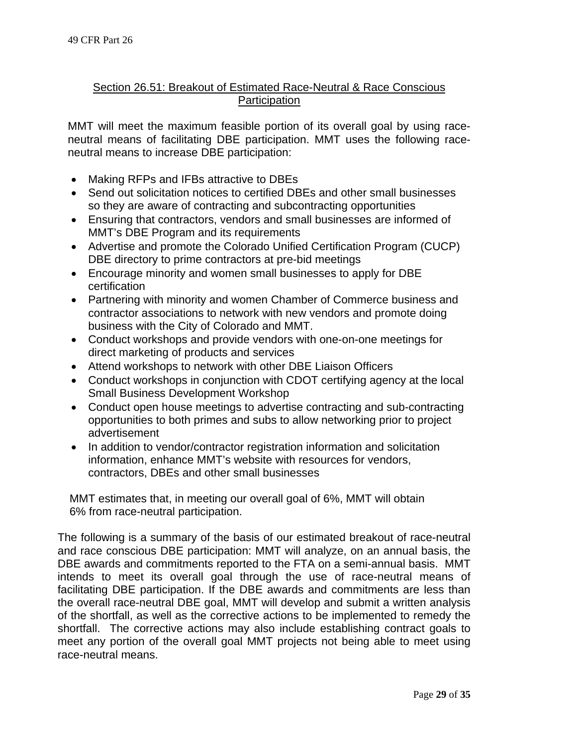## Section 26.51: Breakout of Estimated Race-Neutral & Race Conscious Participation

MMT will meet the maximum feasible portion of its overall goal by using race-neutral means of facilitating DBE participation. MMT uses the following race-neutral means to increase DBE participation:

- Making RFPs and IFBs attractive to DBEs
- Send out solicitation notices to certified DBEs and other small businesses so they are aware of contracting and subcontracting opportunities
- Ensuring that contractors, vendors and small businesses are informed of MMT's DBE Program and its requirements
- Advertise and promote the Colorado Unified Certification Program (CUCP) DBE directory to prime contractors at pre-bid meetings
- Encourage minority and women small businesses to apply for DBE certification
- Partnering with minority and women Chamber of Commerce business and contractor associations to network with new vendors and promote doing business with the City of Colorado and MMT.
- Conduct workshops and provide vendors with one-on-one meetings for direct marketing of products and services
- Attend workshops to network with other DBE Liaison Officers
- Conduct workshops in conjunction with CDOT certifying agency at the local Small Business Development Workshop
- Conduct open house meetings to advertise contracting and sub-contracting opportunities to both primes and subs to allow networking prior to project advertisement
- In addition to vendor/contractor registration information and solicitation information, enhance MMT's website with resources for vendors, contractors, DBEs and other small businesses

MMT estimates that, in meeting our overall goal of 6%, MMT will obtain 6% from race-neutral participation.

The following is a summary of the basis of our estimated breakout of race-neutral and race conscious DBE participation: MMT will analyze, on an annual basis, the DBE awards and commitments reported to the FTA on a semi-annual basis. MMT intends to meet its overall goal through the use of race-neutral means of facilitating DBE participation. If the DBE awards and commitments are less than the overall race-neutral DBE goal, MMT will develop and submit a written analysis of the shortfall, as well as the corrective actions to be implemented to remedy the shortfall. The corrective actions may also include establishing contract goals to meet any portion of the overall goal MMT projects not being able to meet using race-neutral means.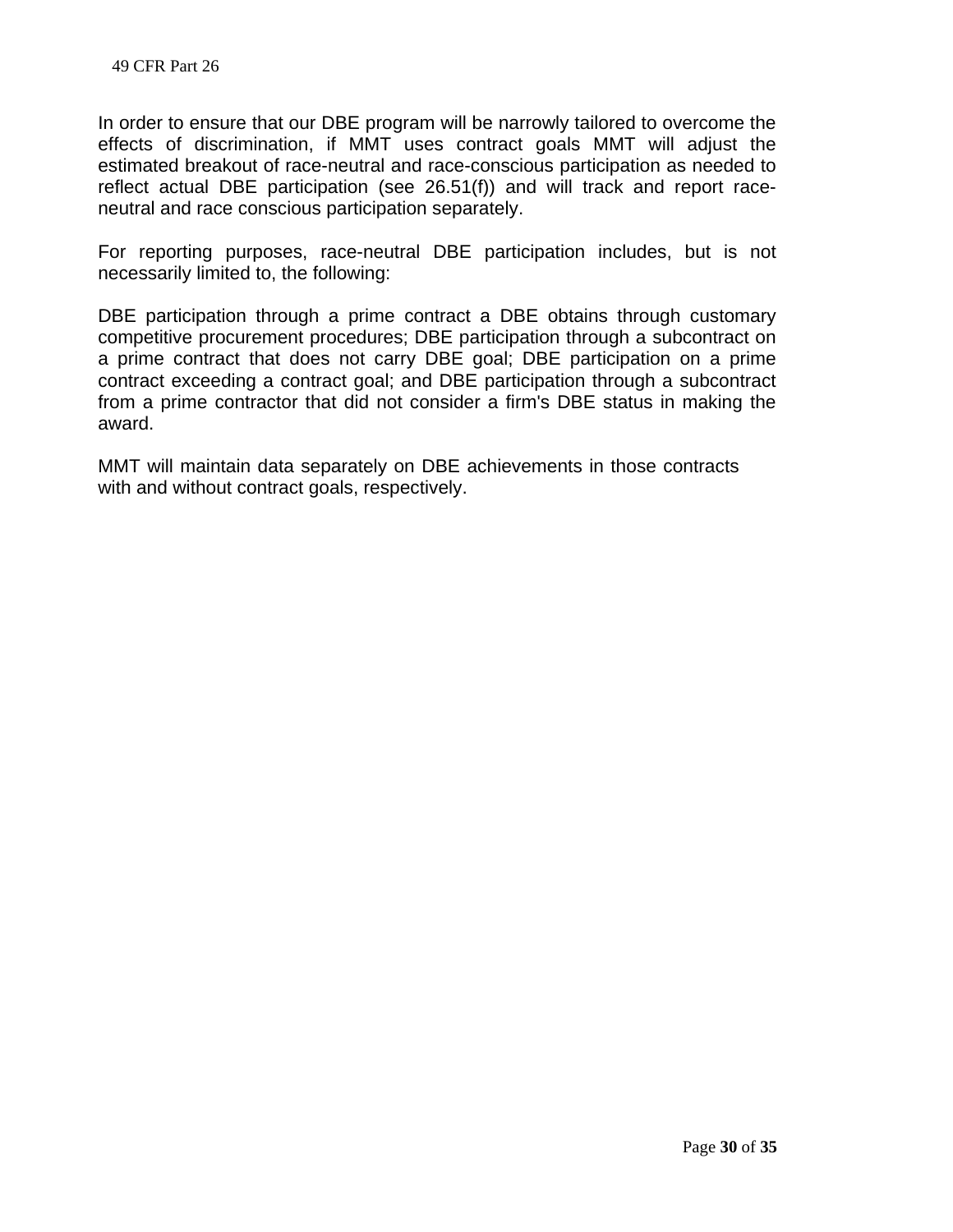In order to ensure that our DBE program will be narrowly tailored to overcome the effects of discrimination, if MMT uses contract goals MMT will adjust the estimated breakout of race-neutral and race-conscious participation as needed to reflect actual DBE participation (see 26.51(f)) and will track and report race-neutral and race conscious participation separately.

For reporting purposes, race-neutral DBE participation includes, but is not necessarily limited to, the following:

DBE participation through a prime contract a DBE obtains through customary competitive procurement procedures; DBE participation through a subcontract on a prime contract that does not carry DBE goal; DBE participation on a prime contract exceeding a contract goal; and DBE participation through a subcontract from a prime contractor that did not consider a firm's DBE status in making the award.

MMT will maintain data separately on DBE achievements in those contracts with and without contract goals, respectively.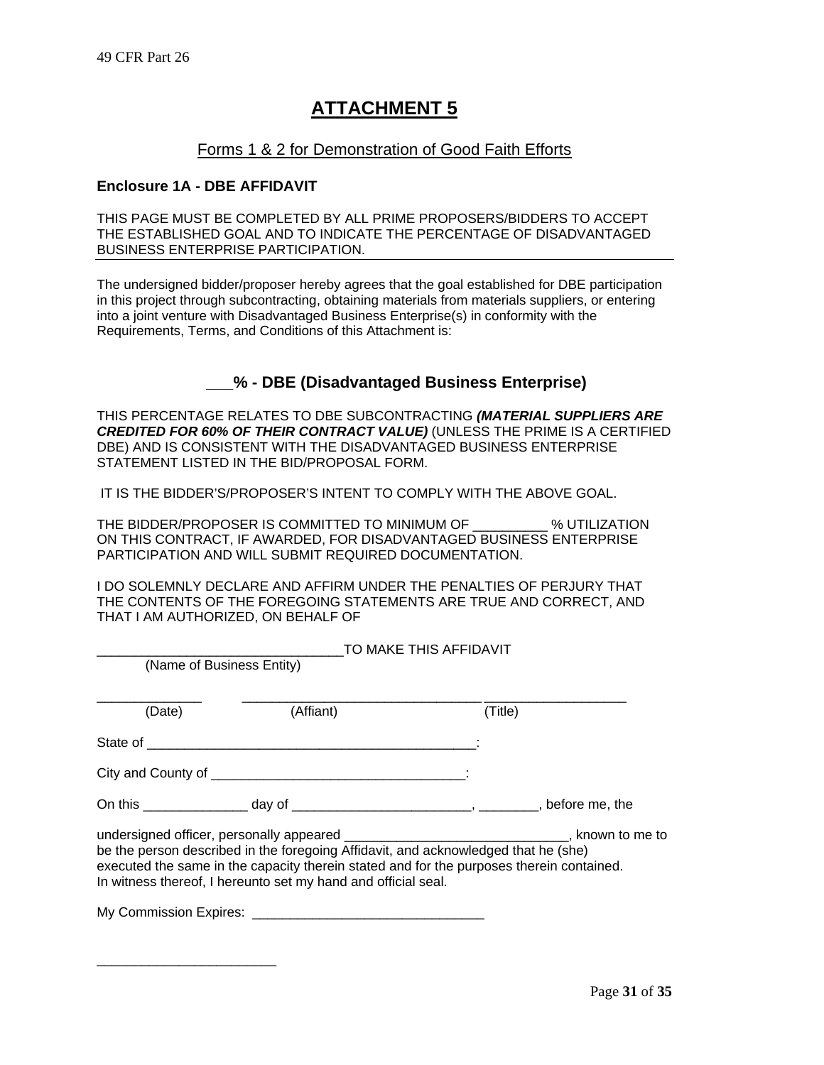# ATTACHMENT 5

## Forms 1 & 2 for Demonstration of Good Faith Efforts

### Enclosure 1A - DBE AFFIDAVIT

THIS PAGE MUST BE COMPLETED BY ALL PRIME PROPOSERS/BIDDERS TO ACCEPT THE ESTABLISHED GOAL AND TO INDICATE THE PERCENTAGE OF DISADVANTAGED BUSINESS ENTERPRISE PARTICIPATION.

---

The undersigned bidder/proposer hereby agrees that the goal established for DBE participation in this project through subcontracting, obtaining materials from materials suppliers, or entering into a joint venture with Disadvantaged Business Enterprise(s) in conformity with the Requirements, Terms, and Conditions of this Attachment is:

**___% - DBE (Disadvantaged Business Enterprise)**

THIS PERCENTAGE RELATES TO DBE SUBCONTRACTING ***(MATERIAL SUPPLIERS ARE CREDITED FOR 60% OF THEIR CONTRACT VALUE)*** (UNLESS THE PRIME IS A CERTIFIED DBE) AND IS CONSISTENT WITH THE DISADVANTAGED BUSINESS ENTERPRISE STATEMENT LISTED IN THE BID/PROPOSAL FORM.

IT IS THE BIDDER'S/PROPOSER'S INTENT TO COMPLY WITH THE ABOVE GOAL.

THE BIDDER/PROPOSER IS COMMITTED TO MINIMUM OF __________ % UTILIZATION ON THIS CONTRACT, IF AWARDED, FOR DISADVANTAGED BUSINESS ENTERPRISE PARTICIPATION AND WILL SUBMIT REQUIRED DOCUMENTATION.

I DO SOLEMNLY DECLARE AND AFFIRM UNDER THE PENALTIES OF PERJURY THAT THE CONTENTS OF THE FOREGOING STATEMENTS ARE TRUE AND CORRECT, AND THAT I AM AUTHORIZED, ON BEHALF OF

_________________________________TO MAKE THIS AFFIDAVIT
(Name of Business Entity)

______________ ________________________________ ___________________
(Date) (Affiant) (Title)

State of ______________________________________________:

City and County of ___________________________________:

On this ______________ day of ________________________, ________, before me, the

undersigned officer, personally appeared ______________________________, known to me to be the person described in the foregoing Affidavit, and acknowledged that he (she) executed the same in the capacity therein stated and for the purposes therein contained. In witness thereof, I hereunto set my hand and official seal.

My Commission Expires: _______________________________

________________________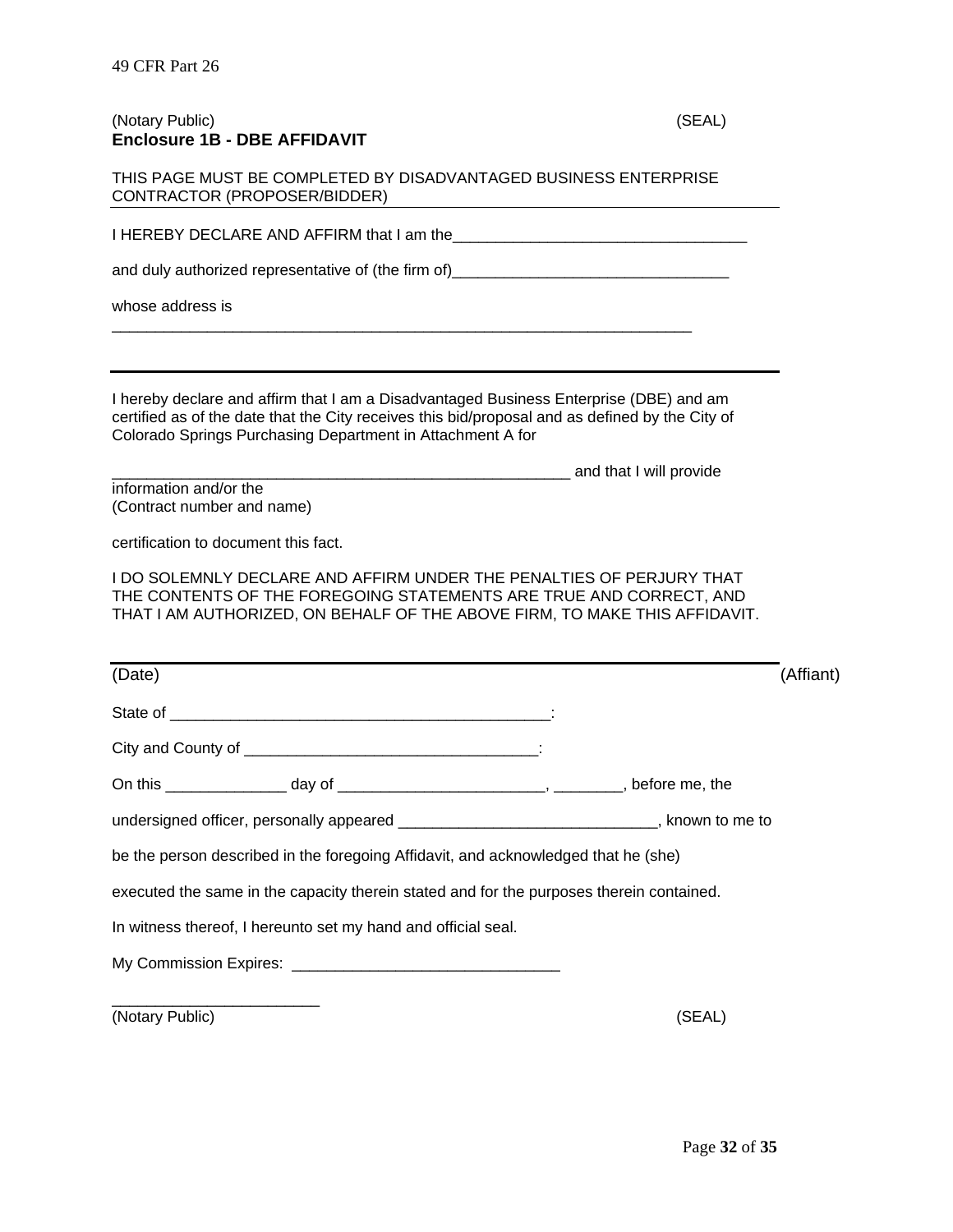(Notary Public) (SEAL)

**Enclosure 1B - DBE AFFIDAVIT**

THIS PAGE MUST BE COMPLETED BY DISADVANTAGED BUSINESS ENTERPRISE CONTRACTOR (PROPOSER/BIDDER)

I HEREBY DECLARE AND AFFIRM that I am the___________________________________

and duly authorized representative of (the firm of)________________________________

whose address is

____________________________________________________________________

I hereby declare and affirm that I am a Disadvantaged Business Enterprise (DBE) and am certified as of the date that the City receives this bid/proposal and as defined by the City of Colorado Springs Purchasing Department in Attachment A for

______________________________________________________ and that I will provide information and/or the
(Contract number and name)

certification to document this fact.

I DO SOLEMNLY DECLARE AND AFFIRM UNDER THE PENALTIES OF PERJURY THAT THE CONTENTS OF THE FOREGOING STATEMENTS ARE TRUE AND CORRECT, AND THAT I AM AUTHORIZED, ON BEHALF OF THE ABOVE FIRM, TO MAKE THIS AFFIDAVIT.

(Date) (Affiant)

State of _____________________________________________:

City and County of __________________________________:

On this ______________ day of ________________________, ________, before me, the

undersigned officer, personally appeared ______________________________, known to me to

be the person described in the foregoing Affidavit, and acknowledged that he (she)

executed the same in the capacity therein stated and for the purposes therein contained.

In witness thereof, I hereunto set my hand and official seal.

My Commission Expires: _______________________________

________________________

(Notary Public) (SEAL)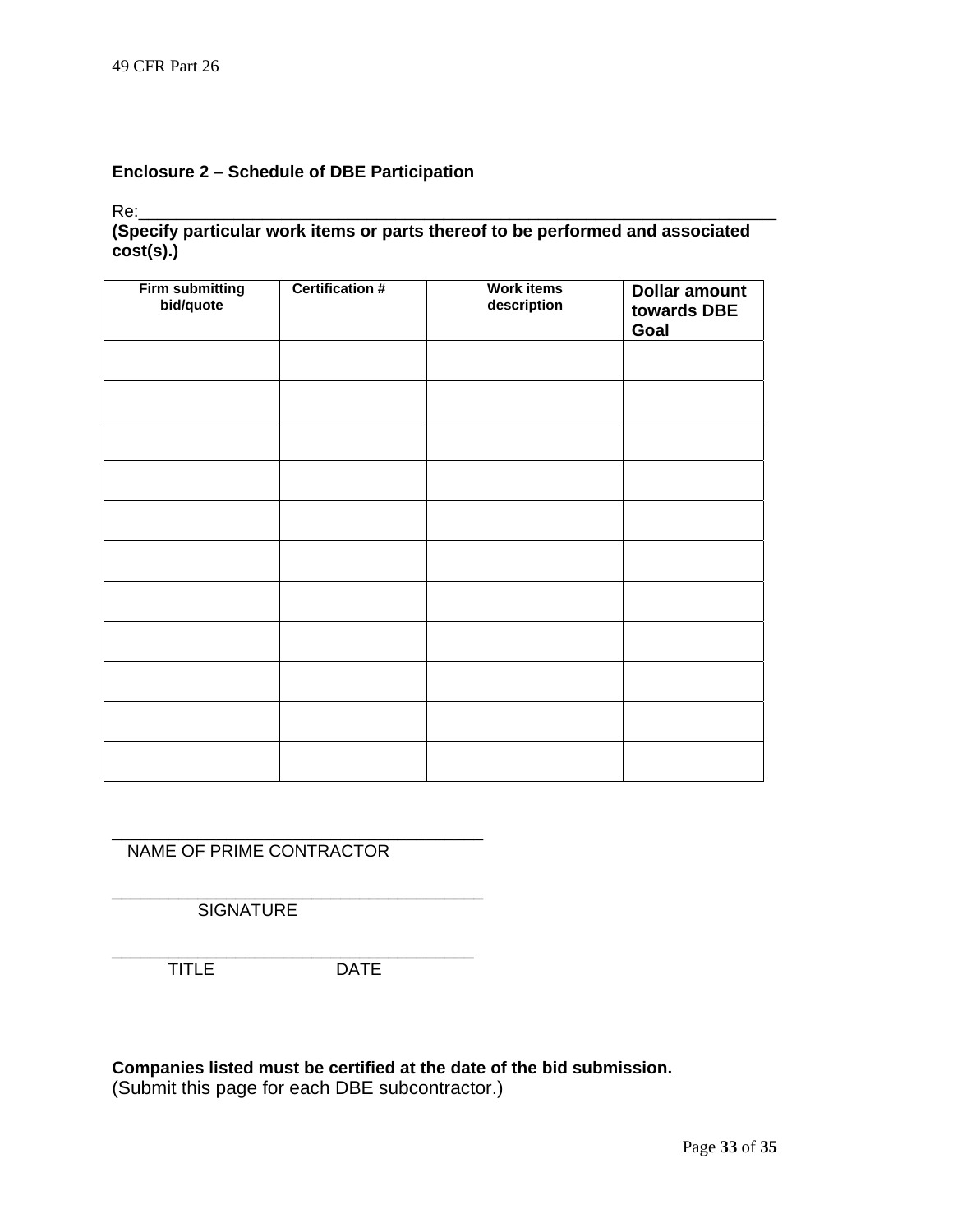**Enclosure 2 – Schedule of DBE Participation**

Re:_________________________________________________________________

**(Specify particular work items or parts thereof to be performed and associated cost(s).)**

| Firm submitting bid/quote | Certification # | Work items description | Dollar amount towards DBE Goal |
|---|---|---|---|
| | | | |
| | | | |
| | | | |
| | | | |
| | | | |
| | | | |
| | | | |
| | | | |
| | | | |
| | | | |
| | | | |

_____________________________________
NAME OF PRIME CONTRACTOR

_____________________________________
SIGNATURE

_____________________________________
TITLE DATE

**Companies listed must be certified at the date of the bid submission.**
(Submit this page for each DBE subcontractor.)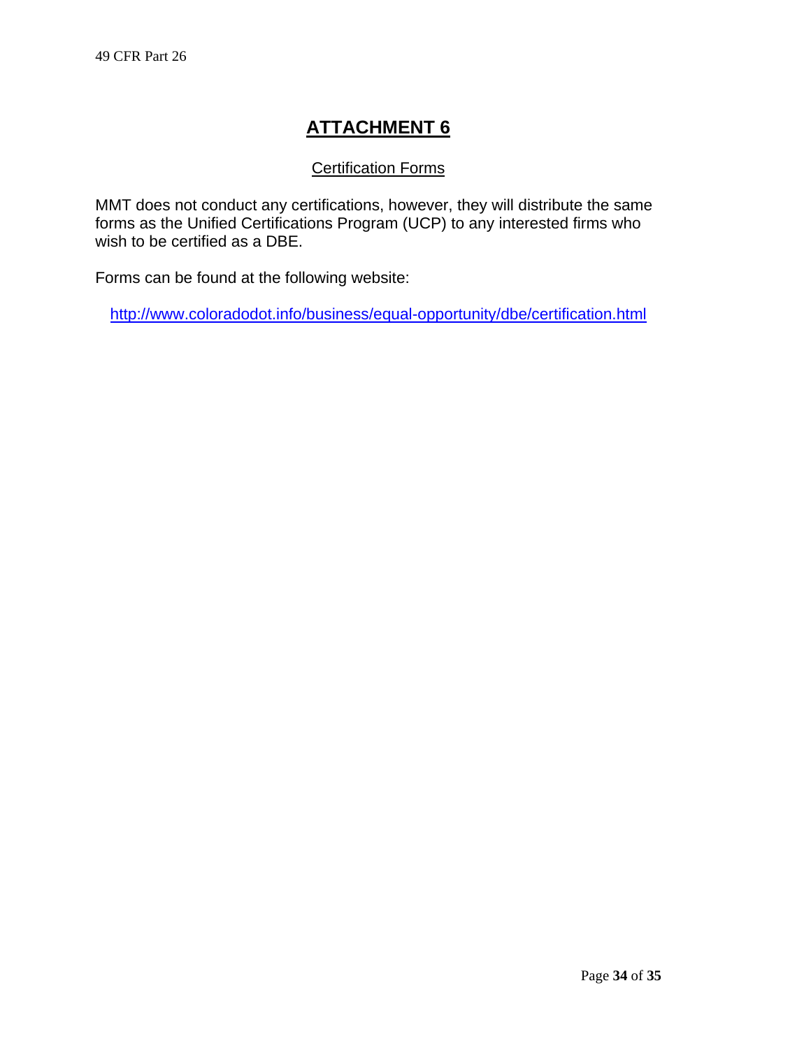# ATTACHMENT 6

## Certification Forms

MMT does not conduct any certifications, however, they will distribute the same forms as the Unified Certifications Program (UCP) to any interested firms who wish to be certified as a DBE.

Forms can be found at the following website:

http://www.coloradodot.info/business/equal-opportunity/dbe/certification.html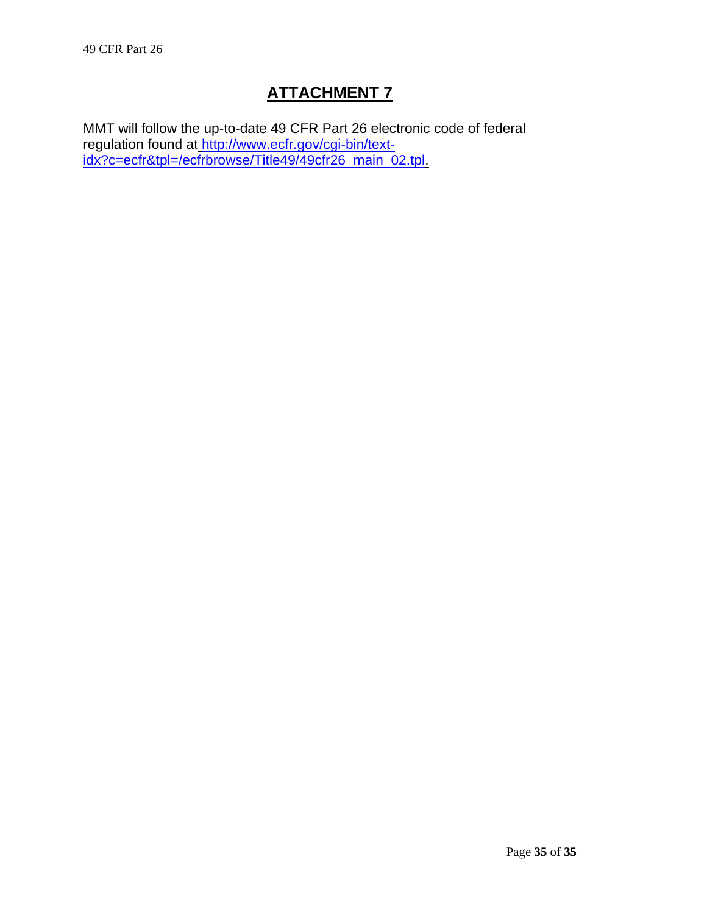# ATTACHMENT 7

MMT will follow the up-to-date 49 CFR Part 26 electronic code of federal regulation found at http://www.ecfr.gov/cgi-bin/text-idx?c=ecfr&tpl=/ecfrbrowse/Title49/49cfr26_main_02.tpl.